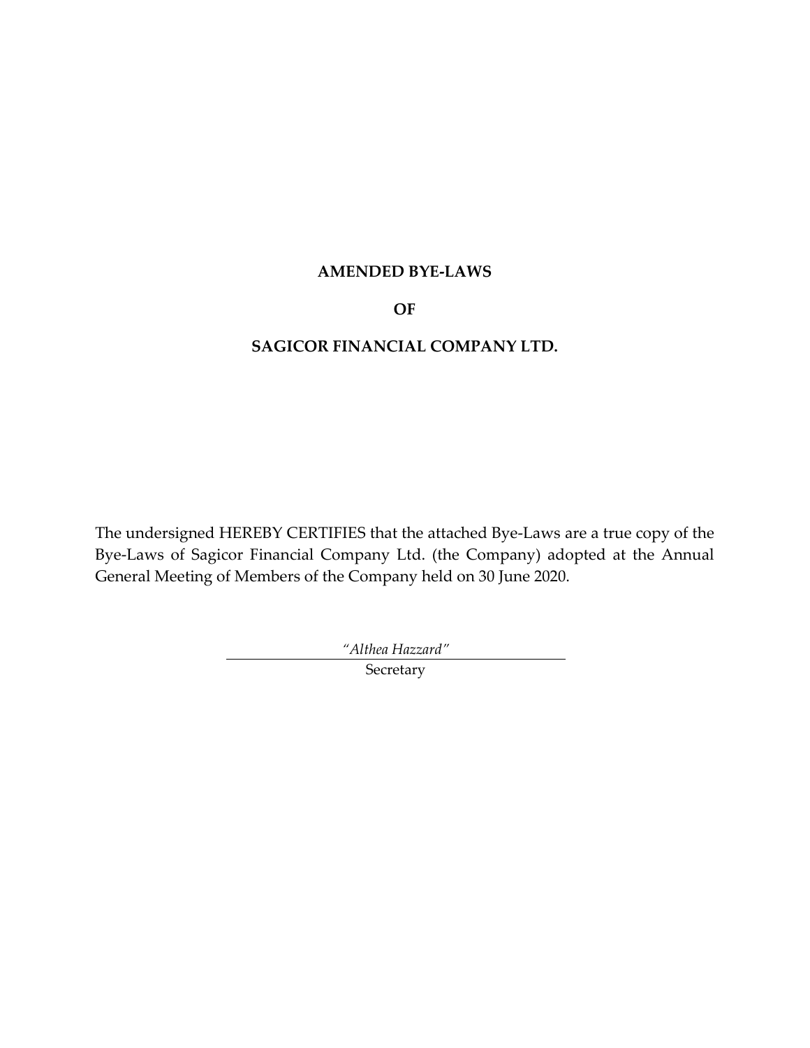# AMENDED BYE-LAWS

# OF

# SAGICOR FINANCIAL COMPANY LTD.

The undersigned HEREBY CERTIFIES that the attached Bye-Laws are a true copy of the Bye-Laws of Sagicor Financial Company Ltd. (the Company) adopted at the Annual General Meeting of Members of the Company held on 30 June 2020.

*"Althea Hazzard"*

Secretary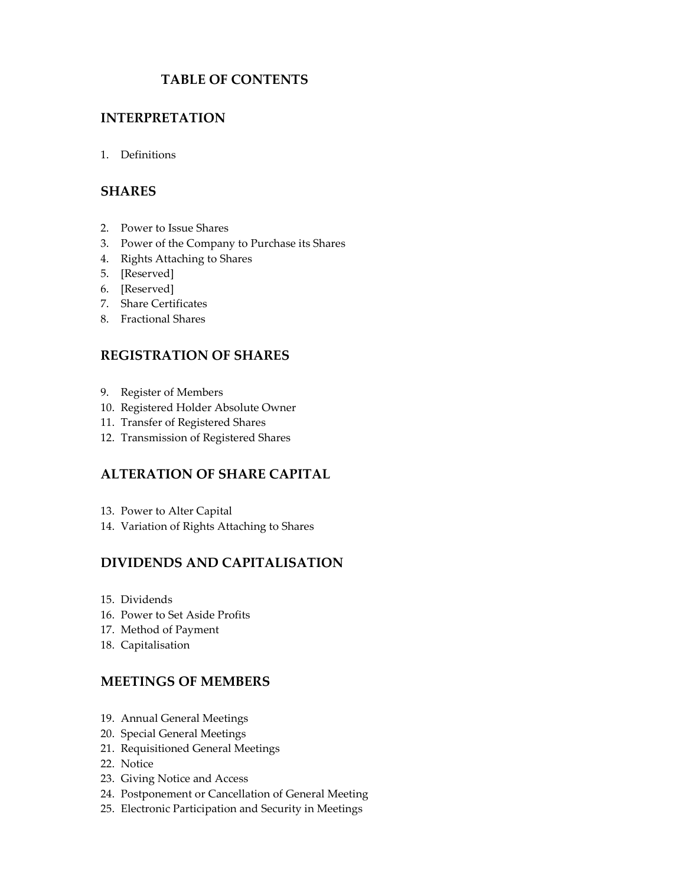# TABLE OF CONTENTS

## INTERPRETATION

1. Definitions

## SHARES

2. Power to Issue Shares
3. Power of the Company to Purchase its Shares
4. Rights Attaching to Shares
5. [Reserved]
6. [Reserved]
7. Share Certificates
8. Fractional Shares

## REGISTRATION OF SHARES

9. Register of Members
10. Registered Holder Absolute Owner
11. Transfer of Registered Shares
12. Transmission of Registered Shares

## ALTERATION OF SHARE CAPITAL

13. Power to Alter Capital
14. Variation of Rights Attaching to Shares

## DIVIDENDS AND CAPITALISATION

15. Dividends
16. Power to Set Aside Profits
17. Method of Payment
18. Capitalisation

## MEETINGS OF MEMBERS

19. Annual General Meetings
20. Special General Meetings
21. Requisitioned General Meetings
22. Notice
23. Giving Notice and Access
24. Postponement or Cancellation of General Meeting
25. Electronic Participation and Security in Meetings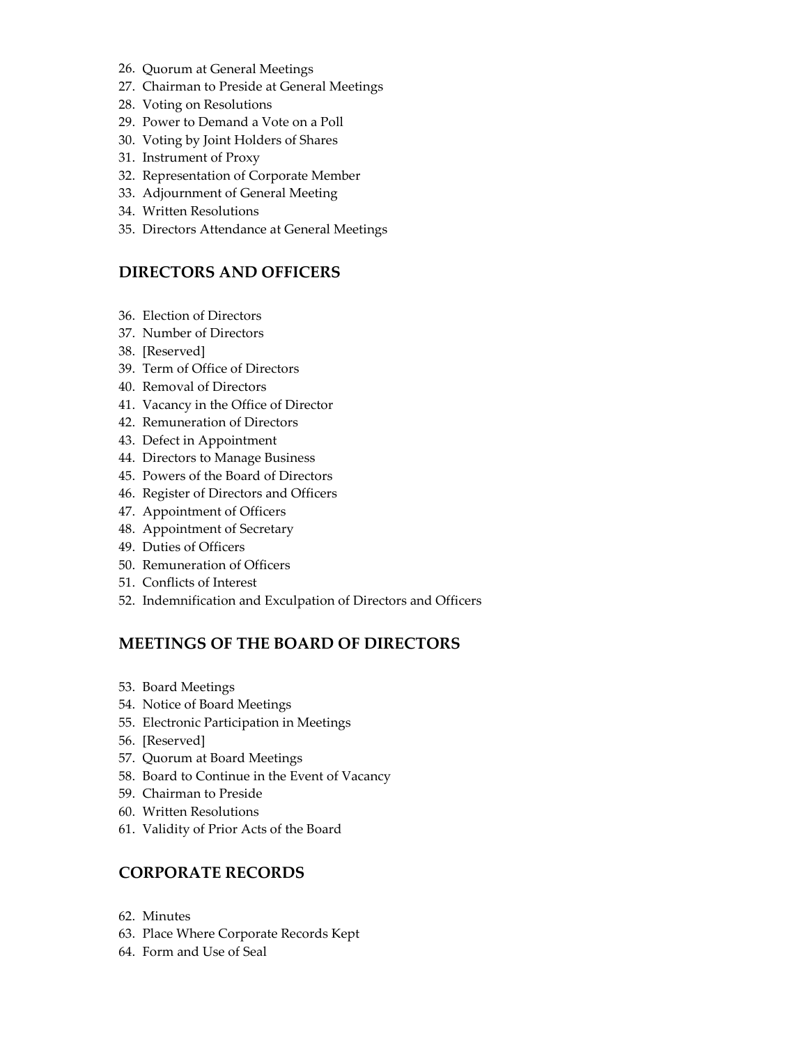26. Quorum at General Meetings
27. Chairman to Preside at General Meetings
28. Voting on Resolutions
29. Power to Demand a Vote on a Poll
30. Voting by Joint Holders of Shares
31. Instrument of Proxy
32. Representation of Corporate Member
33. Adjournment of General Meeting
34. Written Resolutions
35. Directors Attendance at General Meetings

## DIRECTORS AND OFFICERS

36. Election of Directors
37. Number of Directors
38. [Reserved]
39. Term of Office of Directors
40. Removal of Directors
41. Vacancy in the Office of Director
42. Remuneration of Directors
43. Defect in Appointment
44. Directors to Manage Business
45. Powers of the Board of Directors
46. Register of Directors and Officers
47. Appointment of Officers
48. Appointment of Secretary
49. Duties of Officers
50. Remuneration of Officers
51. Conflicts of Interest
52. Indemnification and Exculpation of Directors and Officers

## MEETINGS OF THE BOARD OF DIRECTORS

53. Board Meetings
54. Notice of Board Meetings
55. Electronic Participation in Meetings
56. [Reserved]
57. Quorum at Board Meetings
58. Board to Continue in the Event of Vacancy
59. Chairman to Preside
60. Written Resolutions
61. Validity of Prior Acts of the Board

## CORPORATE RECORDS

62. Minutes
63. Place Where Corporate Records Kept
64. Form and Use of Seal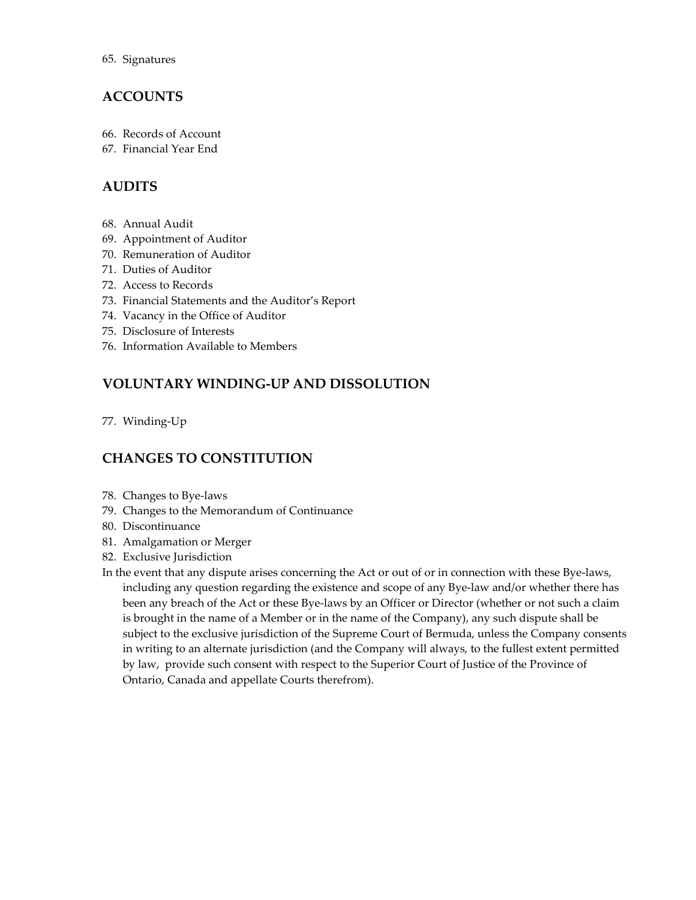65. Signatures

## ACCOUNTS

66. Records of Account
67. Financial Year End

## AUDITS

68. Annual Audit
69. Appointment of Auditor
70. Remuneration of Auditor
71. Duties of Auditor
72. Access to Records
73. Financial Statements and the Auditor's Report
74. Vacancy in the Office of Auditor
75. Disclosure of Interests
76. Information Available to Members

## VOLUNTARY WINDING-UP AND DISSOLUTION

77. Winding-Up

## CHANGES TO CONSTITUTION

78. Changes to Bye-laws
79. Changes to the Memorandum of Continuance
80. Discontinuance
81. Amalgamation or Merger
82. Exclusive Jurisdiction

In the event that any dispute arises concerning the Act or out of or in connection with these Bye-laws, including any question regarding the existence and scope of any Bye-law and/or whether there has been any breach of the Act or these Bye-laws by an Officer or Director (whether or not such a claim is brought in the name of a Member or in the name of the Company), any such dispute shall be subject to the exclusive jurisdiction of the Supreme Court of Bermuda, unless the Company consents in writing to an alternate jurisdiction (and the Company will always, to the fullest extent permitted by law, provide such consent with respect to the Superior Court of Justice of the Province of Ontario, Canada and appellate Courts therefrom).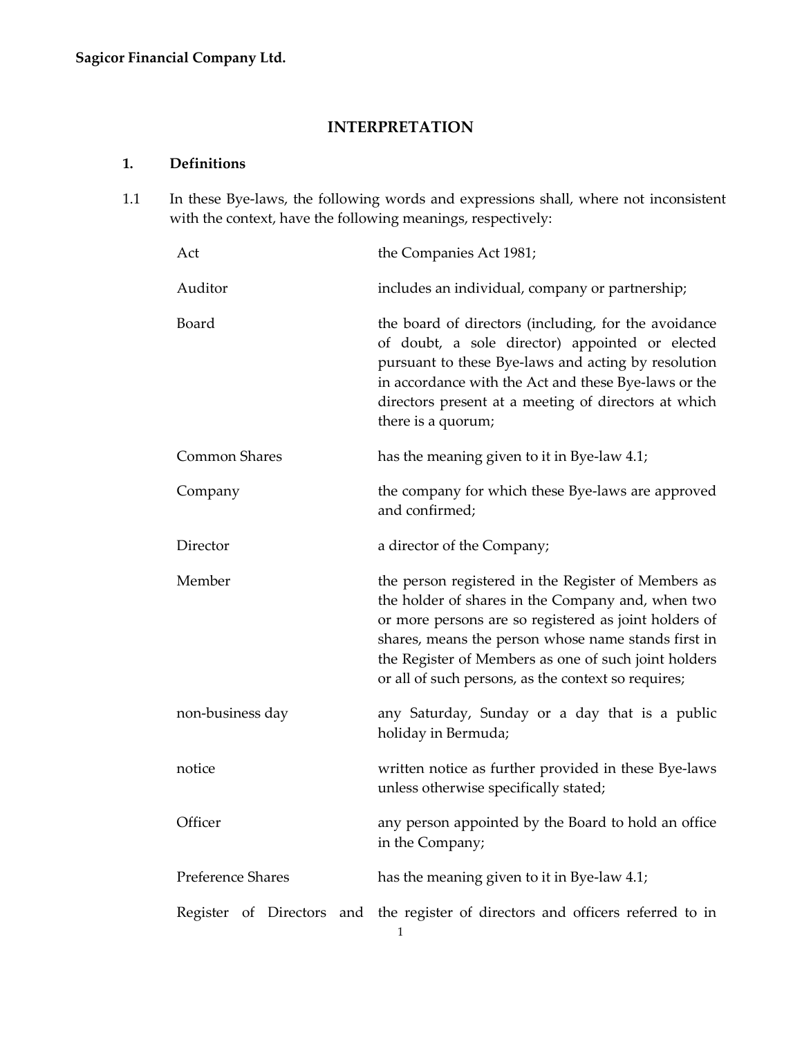**Sagicor Financial Company Ltd.**

## INTERPRETATION

### 1. Definitions

1.1 In these Bye-laws, the following words and expressions shall, where not inconsistent with the context, have the following meanings, respectively:

| | |
|---|---|
| Act | the Companies Act 1981; |
| Auditor | includes an individual, company or partnership; |
| Board | the board of directors (including, for the avoidance of doubt, a sole director) appointed or elected pursuant to these Bye-laws and acting by resolution in accordance with the Act and these Bye-laws or the directors present at a meeting of directors at which there is a quorum; |
| Common Shares | has the meaning given to it in Bye-law 4.1; |
| Company | the company for which these Bye-laws are approved and confirmed; |
| Director | a director of the Company; |
| Member | the person registered in the Register of Members as the holder of shares in the Company and, when two or more persons are so registered as joint holders of shares, means the person whose name stands first in the Register of Members as one of such joint holders or all of such persons, as the context so requires; |
| non-business day | any Saturday, Sunday or a day that is a public holiday in Bermuda; |
| notice | written notice as further provided in these Bye-laws unless otherwise specifically stated; |
| Officer | any person appointed by the Board to hold an office in the Company; |
| Preference Shares | has the meaning given to it in Bye-law 4.1; |
| Register of Directors and | the register of directors and officers referred to in |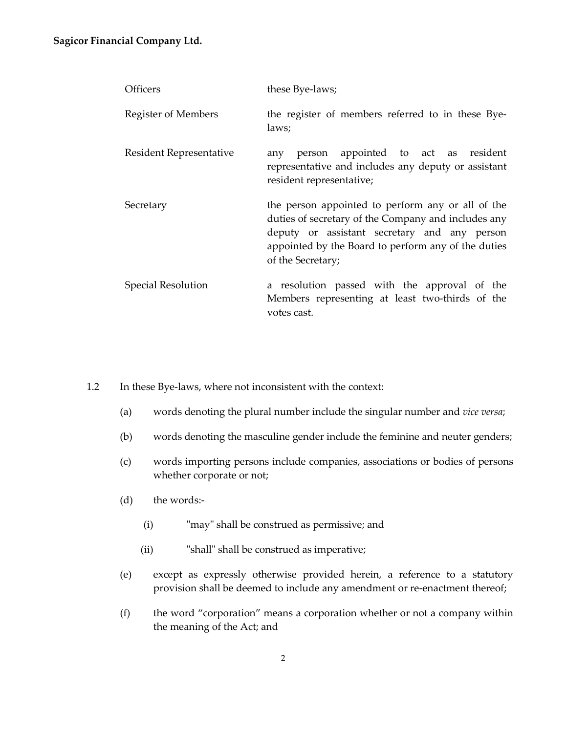| | |
|---|---|
| Officers | these Bye-laws; |
| Register of Members | the register of members referred to in these Bye-laws; |
| Resident Representative | any person appointed to act as resident representative and includes any deputy or assistant resident representative; |
| Secretary | the person appointed to perform any or all of the duties of secretary of the Company and includes any deputy or assistant secretary and any person appointed by the Board to perform any of the duties of the Secretary; |
| Special Resolution | a resolution passed with the approval of the Members representing at least two-thirds of the votes cast. |

1.2 In these Bye-laws, where not inconsistent with the context:

(a) words denoting the plural number include the singular number and *vice versa*;

(b) words denoting the masculine gender include the feminine and neuter genders;

(c) words importing persons include companies, associations or bodies of persons whether corporate or not;

(d) the words:-

  (i) "may" shall be construed as permissive; and

  (ii) "shall" shall be construed as imperative;

(e) except as expressly otherwise provided herein, a reference to a statutory provision shall be deemed to include any amendment or re-enactment thereof;

(f) the word "corporation" means a corporation whether or not a company within the meaning of the Act; and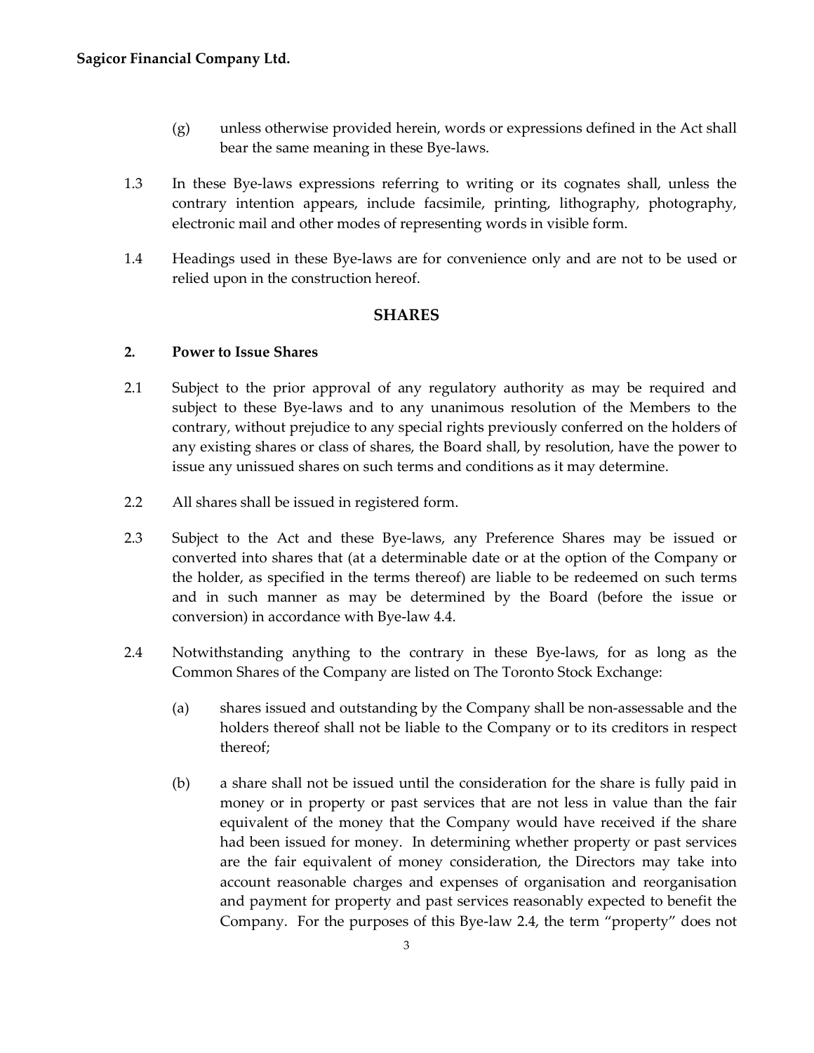(g) unless otherwise provided herein, words or expressions defined in the Act shall bear the same meaning in these Bye-laws.

1.3 In these Bye-laws expressions referring to writing or its cognates shall, unless the contrary intention appears, include facsimile, printing, lithography, photography, electronic mail and other modes of representing words in visible form.

1.4 Headings used in these Bye-laws are for convenience only and are not to be used or relied upon in the construction hereof.

## SHARES

### 2. Power to Issue Shares

2.1 Subject to the prior approval of any regulatory authority as may be required and subject to these Bye-laws and to any unanimous resolution of the Members to the contrary, without prejudice to any special rights previously conferred on the holders of any existing shares or class of shares, the Board shall, by resolution, have the power to issue any unissued shares on such terms and conditions as it may determine.

2.2 All shares shall be issued in registered form.

2.3 Subject to the Act and these Bye-laws, any Preference Shares may be issued or converted into shares that (at a determinable date or at the option of the Company or the holder, as specified in the terms thereof) are liable to be redeemed on such terms and in such manner as may be determined by the Board (before the issue or conversion) in accordance with Bye-law 4.4.

2.4 Notwithstanding anything to the contrary in these Bye-laws, for as long as the Common Shares of the Company are listed on The Toronto Stock Exchange:

(a) shares issued and outstanding by the Company shall be non-assessable and the holders thereof shall not be liable to the Company or to its creditors in respect thereof;

(b) a share shall not be issued until the consideration for the share is fully paid in money or in property or past services that are not less in value than the fair equivalent of the money that the Company would have received if the share had been issued for money. In determining whether property or past services are the fair equivalent of money consideration, the Directors may take into account reasonable charges and expenses of organisation and reorganisation and payment for property and past services reasonably expected to benefit the Company. For the purposes of this Bye-law 2.4, the term "property" does not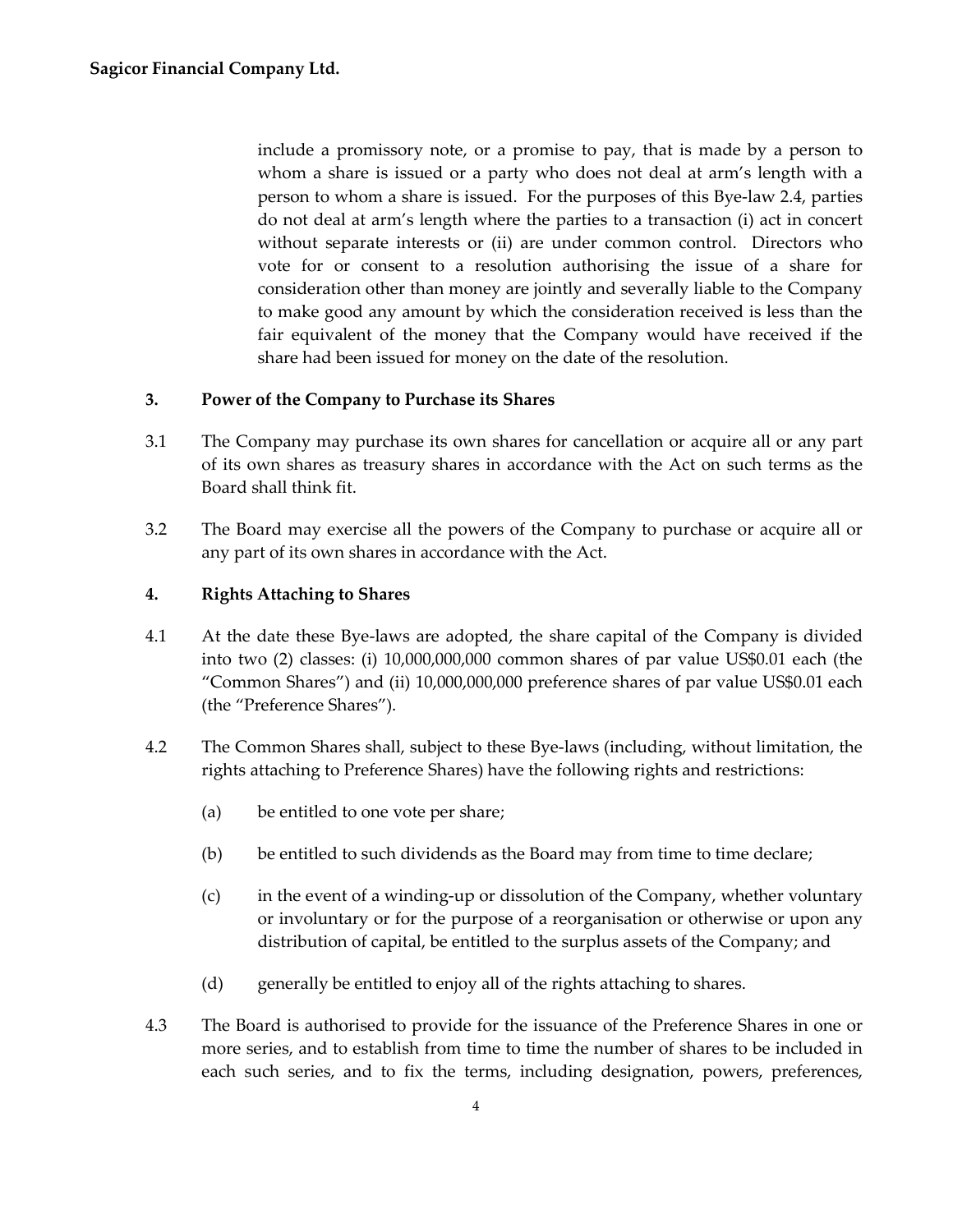include a promissory note, or a promise to pay, that is made by a person to whom a share is issued or a party who does not deal at arm's length with a person to whom a share is issued. For the purposes of this Bye-law 2.4, parties do not deal at arm's length where the parties to a transaction (i) act in concert without separate interests or (ii) are under common control. Directors who vote for or consent to a resolution authorising the issue of a share for consideration other than money are jointly and severally liable to the Company to make good any amount by which the consideration received is less than the fair equivalent of the money that the Company would have received if the share had been issued for money on the date of the resolution.

## 3. Power of the Company to Purchase its Shares

3.1 The Company may purchase its own shares for cancellation or acquire all or any part of its own shares as treasury shares in accordance with the Act on such terms as the Board shall think fit.

3.2 The Board may exercise all the powers of the Company to purchase or acquire all or any part of its own shares in accordance with the Act.

## 4. Rights Attaching to Shares

4.1 At the date these Bye-laws are adopted, the share capital of the Company is divided into two (2) classes: (i) 10,000,000,000 common shares of par value US$0.01 each (the "Common Shares") and (ii) 10,000,000,000 preference shares of par value US$0.01 each (the "Preference Shares").

4.2 The Common Shares shall, subject to these Bye-laws (including, without limitation, the rights attaching to Preference Shares) have the following rights and restrictions:

(a) be entitled to one vote per share;

(b) be entitled to such dividends as the Board may from time to time declare;

(c) in the event of a winding-up or dissolution of the Company, whether voluntary or involuntary or for the purpose of a reorganisation or otherwise or upon any distribution of capital, be entitled to the surplus assets of the Company; and

(d) generally be entitled to enjoy all of the rights attaching to shares.

4.3 The Board is authorised to provide for the issuance of the Preference Shares in one or more series, and to establish from time to time the number of shares to be included in each such series, and to fix the terms, including designation, powers, preferences,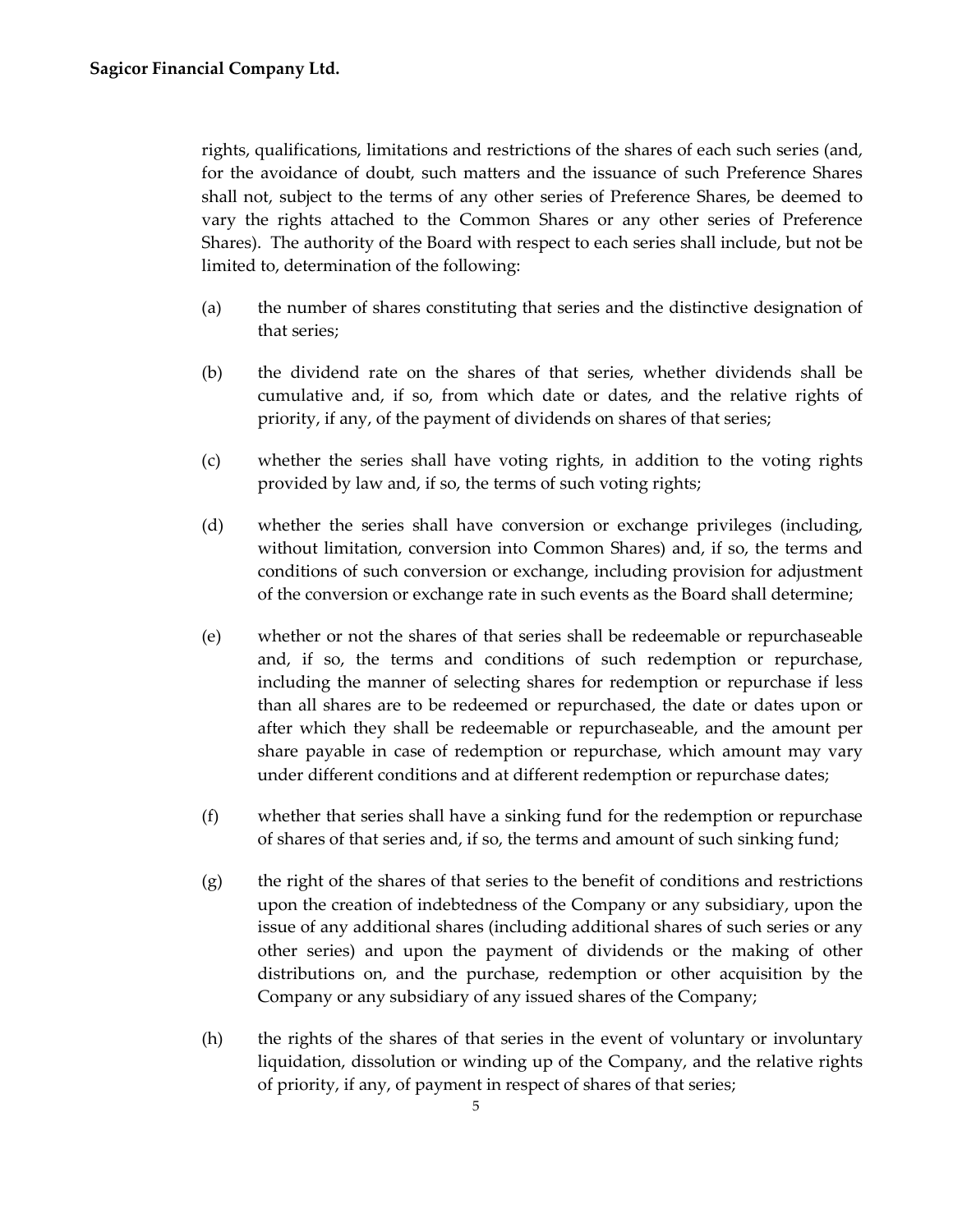rights, qualifications, limitations and restrictions of the shares of each such series (and, for the avoidance of doubt, such matters and the issuance of such Preference Shares shall not, subject to the terms of any other series of Preference Shares, be deemed to vary the rights attached to the Common Shares or any other series of Preference Shares). The authority of the Board with respect to each series shall include, but not be limited to, determination of the following:

(a) the number of shares constituting that series and the distinctive designation of that series;

(b) the dividend rate on the shares of that series, whether dividends shall be cumulative and, if so, from which date or dates, and the relative rights of priority, if any, of the payment of dividends on shares of that series;

(c) whether the series shall have voting rights, in addition to the voting rights provided by law and, if so, the terms of such voting rights;

(d) whether the series shall have conversion or exchange privileges (including, without limitation, conversion into Common Shares) and, if so, the terms and conditions of such conversion or exchange, including provision for adjustment of the conversion or exchange rate in such events as the Board shall determine;

(e) whether or not the shares of that series shall be redeemable or repurchaseable and, if so, the terms and conditions of such redemption or repurchase, including the manner of selecting shares for redemption or repurchase if less than all shares are to be redeemed or repurchased, the date or dates upon or after which they shall be redeemable or repurchaseable, and the amount per share payable in case of redemption or repurchase, which amount may vary under different conditions and at different redemption or repurchase dates;

(f) whether that series shall have a sinking fund for the redemption or repurchase of shares of that series and, if so, the terms and amount of such sinking fund;

(g) the right of the shares of that series to the benefit of conditions and restrictions upon the creation of indebtedness of the Company or any subsidiary, upon the issue of any additional shares (including additional shares of such series or any other series) and upon the payment of dividends or the making of other distributions on, and the purchase, redemption or other acquisition by the Company or any subsidiary of any issued shares of the Company;

(h) the rights of the shares of that series in the event of voluntary or involuntary liquidation, dissolution or winding up of the Company, and the relative rights of priority, if any, of payment in respect of shares of that series;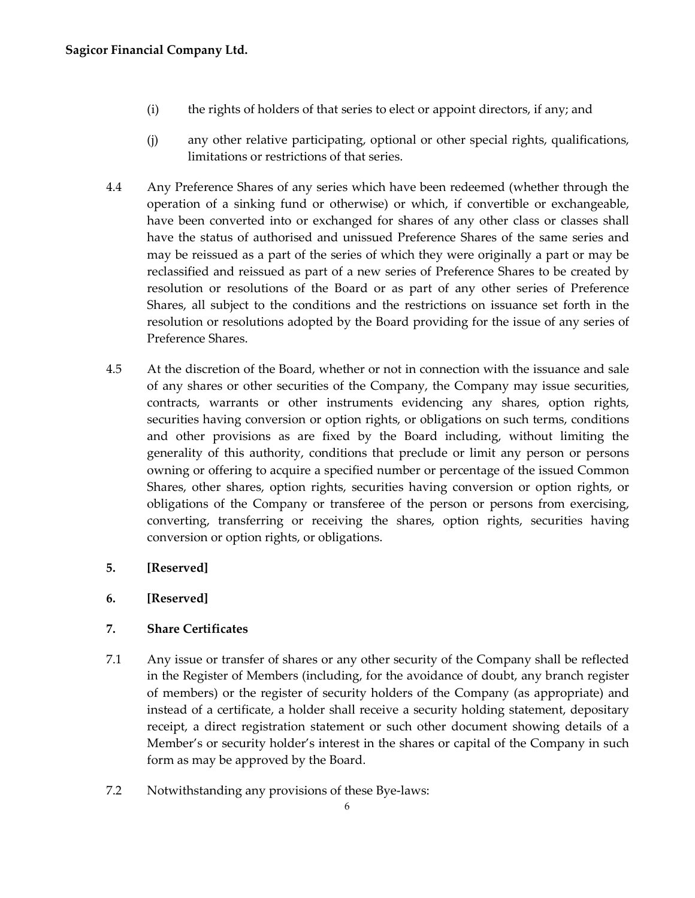(i) the rights of holders of that series to elect or appoint directors, if any; and

(j) any other relative participating, optional or other special rights, qualifications, limitations or restrictions of that series.

4.4 Any Preference Shares of any series which have been redeemed (whether through the operation of a sinking fund or otherwise) or which, if convertible or exchangeable, have been converted into or exchanged for shares of any other class or classes shall have the status of authorised and unissued Preference Shares of the same series and may be reissued as a part of the series of which they were originally a part or may be reclassified and reissued as part of a new series of Preference Shares to be created by resolution or resolutions of the Board or as part of any other series of Preference Shares, all subject to the conditions and the restrictions on issuance set forth in the resolution or resolutions adopted by the Board providing for the issue of any series of Preference Shares.

4.5 At the discretion of the Board, whether or not in connection with the issuance and sale of any shares or other securities of the Company, the Company may issue securities, contracts, warrants or other instruments evidencing any shares, option rights, securities having conversion or option rights, or obligations on such terms, conditions and other provisions as are fixed by the Board including, without limiting the generality of this authority, conditions that preclude or limit any person or persons owning or offering to acquire a specified number or percentage of the issued Common Shares, other shares, option rights, securities having conversion or option rights, or obligations of the Company or transferee of the person or persons from exercising, converting, transferring or receiving the shares, option rights, securities having conversion or option rights, or obligations.

**5. [Reserved]**

**6. [Reserved]**

**7. Share Certificates**

7.1 Any issue or transfer of shares or any other security of the Company shall be reflected in the Register of Members (including, for the avoidance of doubt, any branch register of members) or the register of security holders of the Company (as appropriate) and instead of a certificate, a holder shall receive a security holding statement, depositary receipt, a direct registration statement or such other document showing details of a Member's or security holder's interest in the shares or capital of the Company in such form as may be approved by the Board.

7.2 Notwithstanding any provisions of these Bye-laws: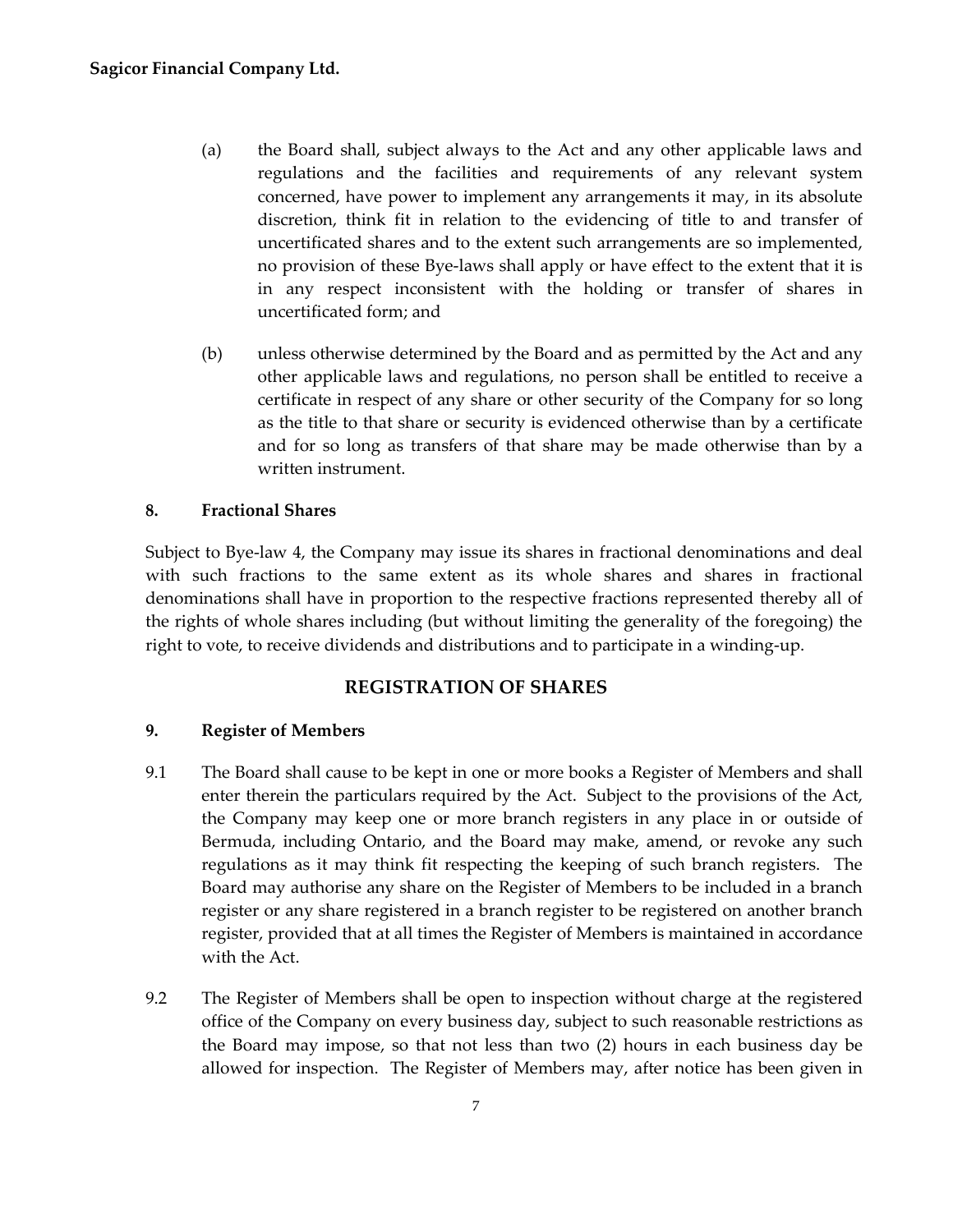(a) the Board shall, subject always to the Act and any other applicable laws and regulations and the facilities and requirements of any relevant system concerned, have power to implement any arrangements it may, in its absolute discretion, think fit in relation to the evidencing of title to and transfer of uncertificated shares and to the extent such arrangements are so implemented, no provision of these Bye-laws shall apply or have effect to the extent that it is in any respect inconsistent with the holding or transfer of shares in uncertificated form; and

(b) unless otherwise determined by the Board and as permitted by the Act and any other applicable laws and regulations, no person shall be entitled to receive a certificate in respect of any share or other security of the Company for so long as the title to that share or security is evidenced otherwise than by a certificate and for so long as transfers of that share may be made otherwise than by a written instrument.

### 8. Fractional Shares

Subject to Bye-law 4, the Company may issue its shares in fractional denominations and deal with such fractions to the same extent as its whole shares and shares in fractional denominations shall have in proportion to the respective fractions represented thereby all of the rights of whole shares including (but without limiting the generality of the foregoing) the right to vote, to receive dividends and distributions and to participate in a winding-up.

## REGISTRATION OF SHARES

### 9. Register of Members

9.1 The Board shall cause to be kept in one or more books a Register of Members and shall enter therein the particulars required by the Act. Subject to the provisions of the Act, the Company may keep one or more branch registers in any place in or outside of Bermuda, including Ontario, and the Board may make, amend, or revoke any such regulations as it may think fit respecting the keeping of such branch registers. The Board may authorise any share on the Register of Members to be included in a branch register or any share registered in a branch register to be registered on another branch register, provided that at all times the Register of Members is maintained in accordance with the Act.

9.2 The Register of Members shall be open to inspection without charge at the registered office of the Company on every business day, subject to such reasonable restrictions as the Board may impose, so that not less than two (2) hours in each business day be allowed for inspection. The Register of Members may, after notice has been given in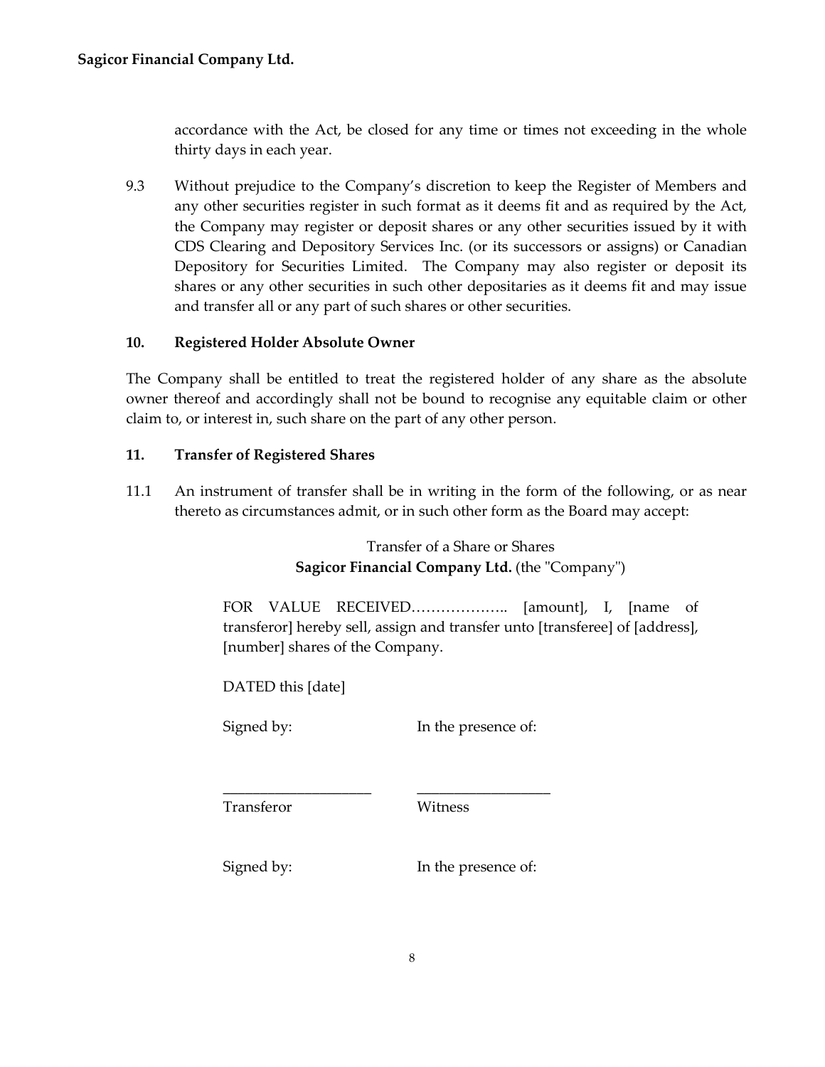accordance with the Act, be closed for any time or times not exceeding in the whole thirty days in each year.

9.3 Without prejudice to the Company's discretion to keep the Register of Members and any other securities register in such format as it deems fit and as required by the Act, the Company may register or deposit shares or any other securities issued by it with CDS Clearing and Depository Services Inc. (or its successors or assigns) or Canadian Depository for Securities Limited. The Company may also register or deposit its shares or any other securities in such other depositaries as it deems fit and may issue and transfer all or any part of such shares or other securities.

### 10. Registered Holder Absolute Owner

The Company shall be entitled to treat the registered holder of any share as the absolute owner thereof and accordingly shall not be bound to recognise any equitable claim or other claim to, or interest in, such share on the part of any other person.

### 11. Transfer of Registered Shares

11.1 An instrument of transfer shall be in writing in the form of the following, or as near thereto as circumstances admit, or in such other form as the Board may accept:

Transfer of a Share or Shares
**Sagicor Financial Company Ltd.** (the "Company")

FOR VALUE RECEIVED……………….. [amount], I, [name of transferor] hereby sell, assign and transfer unto [transferee] of [address], [number] shares of the Company.

DATED this [date]

Signed by: In the presence of:

\_\_\_\_\_\_\_\_\_\_\_\_\_\_\_\_\_\_\_\_ \_\_\_\_\_\_\_\_\_\_\_\_\_\_\_\_\_\_
Transferor Witness

Signed by: In the presence of: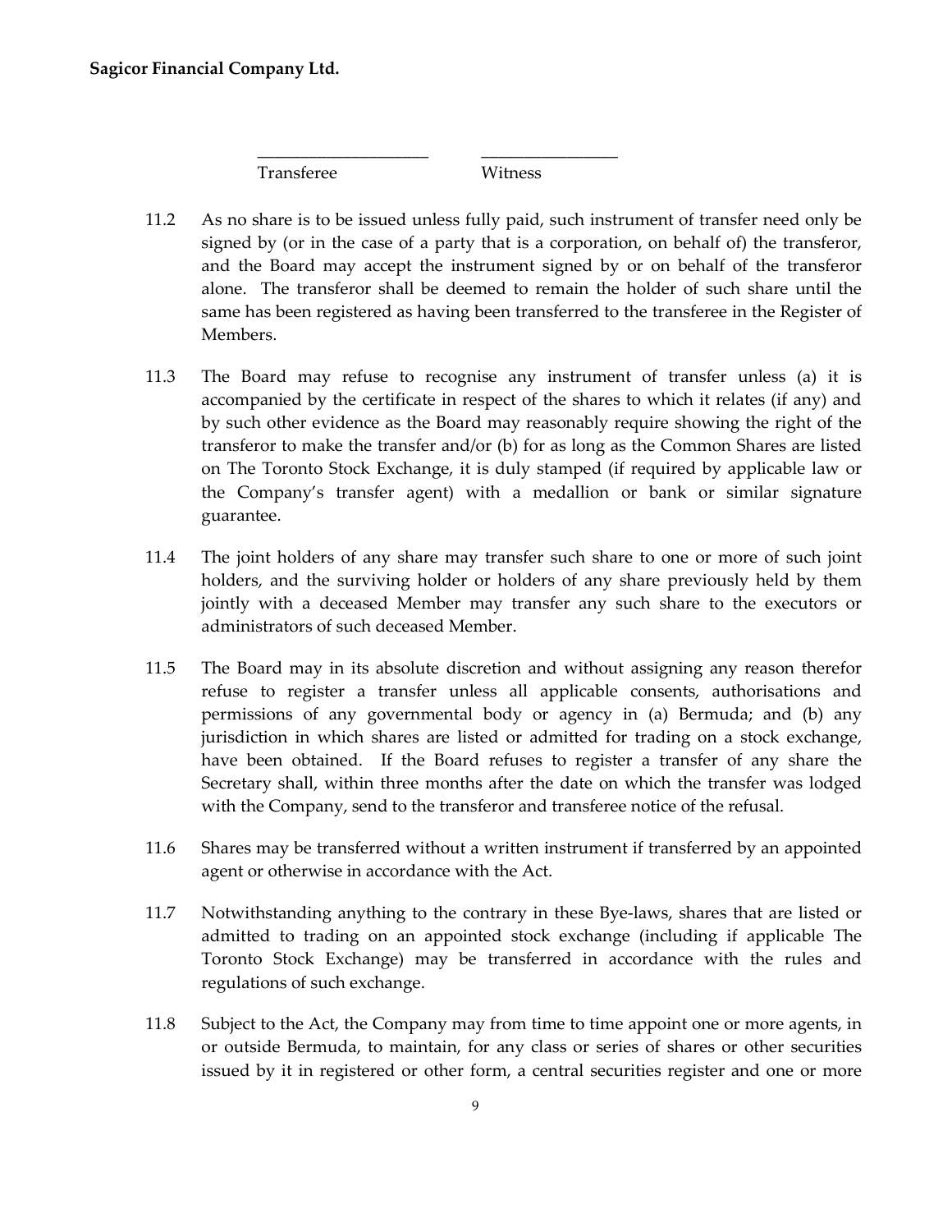\_\_\_\_\_\_\_\_\_\_\_\_\_\_\_\_\_\_\_\_ \_\_\_\_\_\_\_\_\_\_\_\_\_\_\_\_

Transferee Witness

11.2 As no share is to be issued unless fully paid, such instrument of transfer need only be signed by (or in the case of a party that is a corporation, on behalf of) the transferor, and the Board may accept the instrument signed by or on behalf of the transferor alone. The transferor shall be deemed to remain the holder of such share until the same has been registered as having been transferred to the transferee in the Register of Members.

11.3 The Board may refuse to recognise any instrument of transfer unless (a) it is accompanied by the certificate in respect of the shares to which it relates (if any) and by such other evidence as the Board may reasonably require showing the right of the transferor to make the transfer and/or (b) for as long as the Common Shares are listed on The Toronto Stock Exchange, it is duly stamped (if required by applicable law or the Company's transfer agent) with a medallion or bank or similar signature guarantee.

11.4 The joint holders of any share may transfer such share to one or more of such joint holders, and the surviving holder or holders of any share previously held by them jointly with a deceased Member may transfer any such share to the executors or administrators of such deceased Member.

11.5 The Board may in its absolute discretion and without assigning any reason therefor refuse to register a transfer unless all applicable consents, authorisations and permissions of any governmental body or agency in (a) Bermuda; and (b) any jurisdiction in which shares are listed or admitted for trading on a stock exchange, have been obtained. If the Board refuses to register a transfer of any share the Secretary shall, within three months after the date on which the transfer was lodged with the Company, send to the transferor and transferee notice of the refusal.

11.6 Shares may be transferred without a written instrument if transferred by an appointed agent or otherwise in accordance with the Act.

11.7 Notwithstanding anything to the contrary in these Bye-laws, shares that are listed or admitted to trading on an appointed stock exchange (including if applicable The Toronto Stock Exchange) may be transferred in accordance with the rules and regulations of such exchange.

11.8 Subject to the Act, the Company may from time to time appoint one or more agents, in or outside Bermuda, to maintain, for any class or series of shares or other securities issued by it in registered or other form, a central securities register and one or more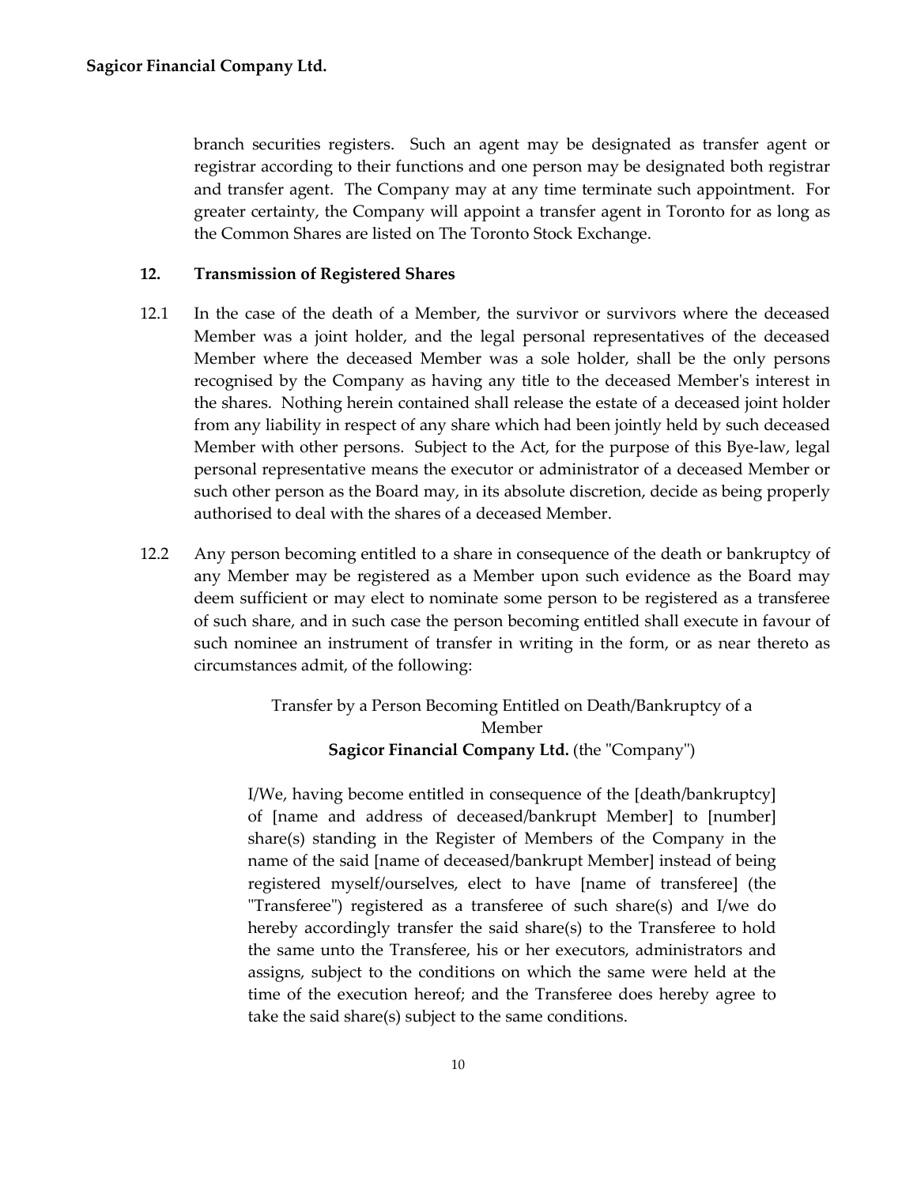branch securities registers. Such an agent may be designated as transfer agent or registrar according to their functions and one person may be designated both registrar and transfer agent. The Company may at any time terminate such appointment. For greater certainty, the Company will appoint a transfer agent in Toronto for as long as the Common Shares are listed on The Toronto Stock Exchange.

## 12. Transmission of Registered Shares

12.1 In the case of the death of a Member, the survivor or survivors where the deceased Member was a joint holder, and the legal personal representatives of the deceased Member where the deceased Member was a sole holder, shall be the only persons recognised by the Company as having any title to the deceased Member's interest in the shares. Nothing herein contained shall release the estate of a deceased joint holder from any liability in respect of any share which had been jointly held by such deceased Member with other persons. Subject to the Act, for the purpose of this Bye-law, legal personal representative means the executor or administrator of a deceased Member or such other person as the Board may, in its absolute discretion, decide as being properly authorised to deal with the shares of a deceased Member.

12.2 Any person becoming entitled to a share in consequence of the death or bankruptcy of any Member may be registered as a Member upon such evidence as the Board may deem sufficient or may elect to nominate some person to be registered as a transferee of such share, and in such case the person becoming entitled shall execute in favour of such nominee an instrument of transfer in writing in the form, or as near thereto as circumstances admit, of the following:

Transfer by a Person Becoming Entitled on Death/Bankruptcy of a Member
**Sagicor Financial Company Ltd.** (the "Company")

I/We, having become entitled in consequence of the [death/bankruptcy] of [name and address of deceased/bankrupt Member] to [number] share(s) standing in the Register of Members of the Company in the name of the said [name of deceased/bankrupt Member] instead of being registered myself/ourselves, elect to have [name of transferee] (the "Transferee") registered as a transferee of such share(s) and I/we do hereby accordingly transfer the said share(s) to the Transferee to hold the same unto the Transferee, his or her executors, administrators and assigns, subject to the conditions on which the same were held at the time of the execution hereof; and the Transferee does hereby agree to take the said share(s) subject to the same conditions.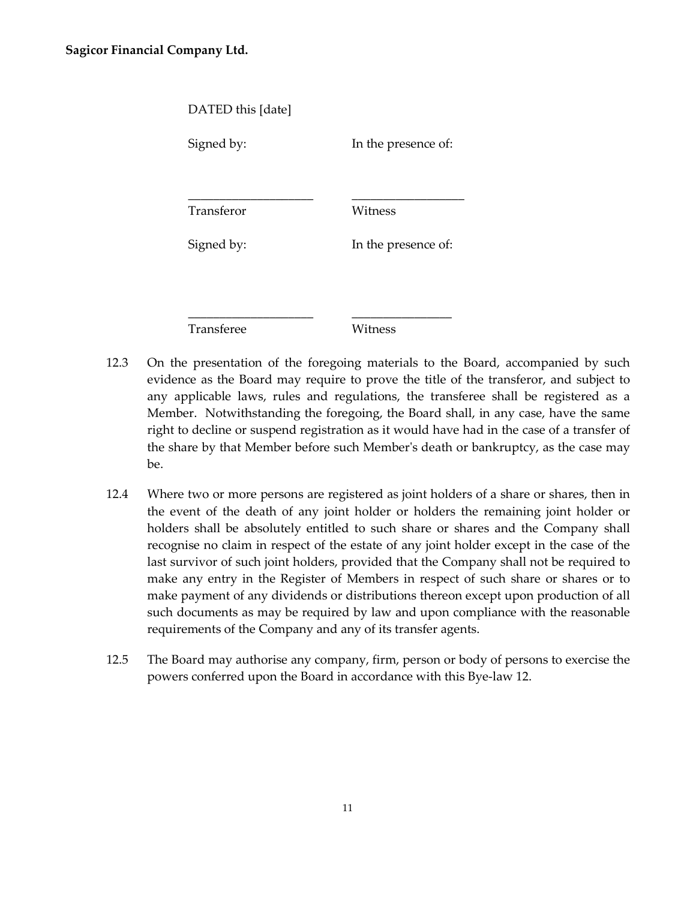DATED this [date]

| Signed by: | In the presence of: |
|---|---|
| ____________________ | __________________ |
| Transferor | Witness |
| Signed by: | In the presence of: |
| ____________________ | ________________ |
| Transferee | Witness |

12.3 On the presentation of the foregoing materials to the Board, accompanied by such evidence as the Board may require to prove the title of the transferor, and subject to any applicable laws, rules and regulations, the transferee shall be registered as a Member. Notwithstanding the foregoing, the Board shall, in any case, have the same right to decline or suspend registration as it would have had in the case of a transfer of the share by that Member before such Member's death or bankruptcy, as the case may be.

12.4 Where two or more persons are registered as joint holders of a share or shares, then in the event of the death of any joint holder or holders the remaining joint holder or holders shall be absolutely entitled to such share or shares and the Company shall recognise no claim in respect of the estate of any joint holder except in the case of the last survivor of such joint holders, provided that the Company shall not be required to make any entry in the Register of Members in respect of such share or shares or to make payment of any dividends or distributions thereon except upon production of all such documents as may be required by law and upon compliance with the reasonable requirements of the Company and any of its transfer agents.

12.5 The Board may authorise any company, firm, person or body of persons to exercise the powers conferred upon the Board in accordance with this Bye-law 12.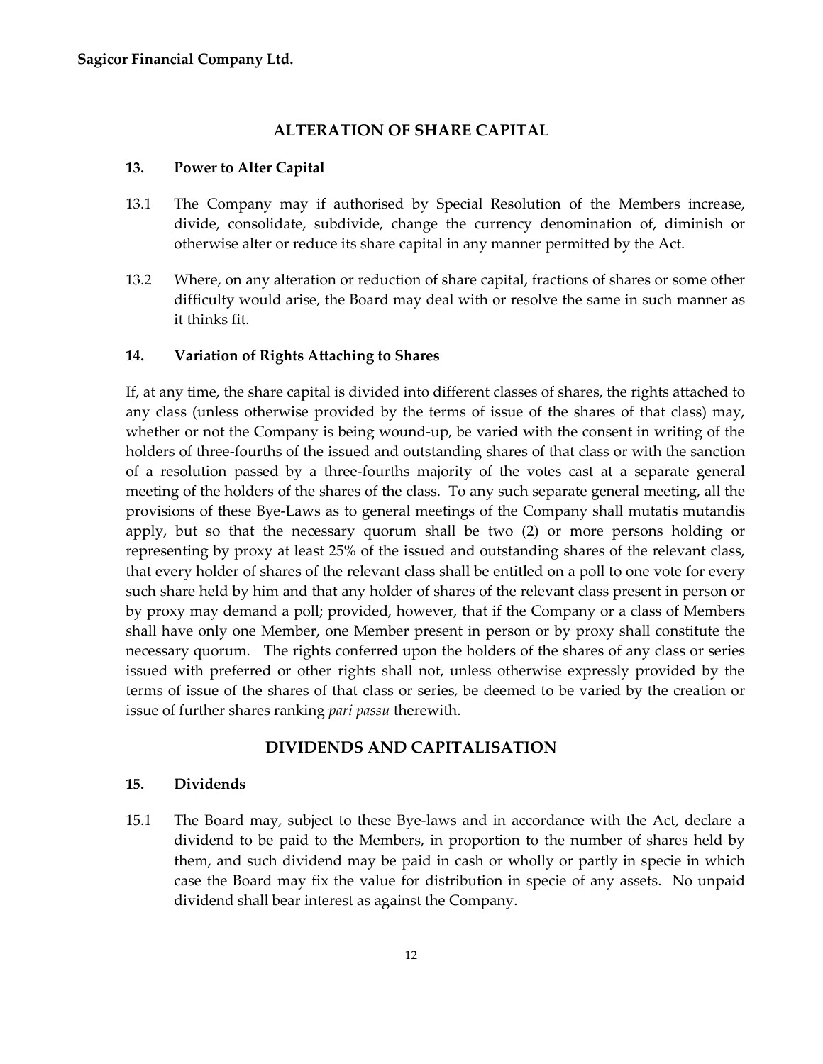## ALTERATION OF SHARE CAPITAL

### 13. Power to Alter Capital

13.1 The Company may if authorised by Special Resolution of the Members increase, divide, consolidate, subdivide, change the currency denomination of, diminish or otherwise alter or reduce its share capital in any manner permitted by the Act.

13.2 Where, on any alteration or reduction of share capital, fractions of shares or some other difficulty would arise, the Board may deal with or resolve the same in such manner as it thinks fit.

### 14. Variation of Rights Attaching to Shares

If, at any time, the share capital is divided into different classes of shares, the rights attached to any class (unless otherwise provided by the terms of issue of the shares of that class) may, whether or not the Company is being wound-up, be varied with the consent in writing of the holders of three-fourths of the issued and outstanding shares of that class or with the sanction of a resolution passed by a three-fourths majority of the votes cast at a separate general meeting of the holders of the shares of the class. To any such separate general meeting, all the provisions of these Bye-Laws as to general meetings of the Company shall mutatis mutandis apply, but so that the necessary quorum shall be two (2) or more persons holding or representing by proxy at least 25% of the issued and outstanding shares of the relevant class, that every holder of shares of the relevant class shall be entitled on a poll to one vote for every such share held by him and that any holder of shares of the relevant class present in person or by proxy may demand a poll; provided, however, that if the Company or a class of Members shall have only one Member, one Member present in person or by proxy shall constitute the necessary quorum. The rights conferred upon the holders of the shares of any class or series issued with preferred or other rights shall not, unless otherwise expressly provided by the terms of issue of the shares of that class or series, be deemed to be varied by the creation or issue of further shares ranking *pari passu* therewith.

## DIVIDENDS AND CAPITALISATION

### 15. Dividends

15.1 The Board may, subject to these Bye-laws and in accordance with the Act, declare a dividend to be paid to the Members, in proportion to the number of shares held by them, and such dividend may be paid in cash or wholly or partly in specie in which case the Board may fix the value for distribution in specie of any assets. No unpaid dividend shall bear interest as against the Company.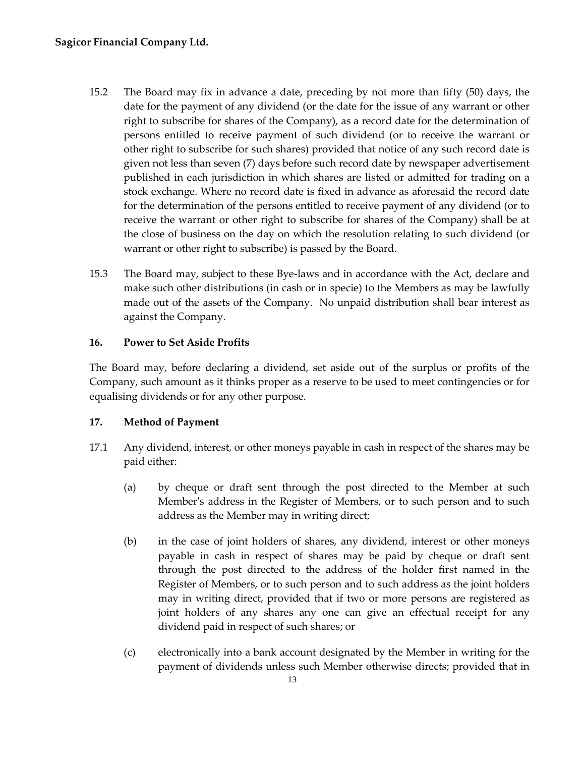15.2 The Board may fix in advance a date, preceding by not more than fifty (50) days, the date for the payment of any dividend (or the date for the issue of any warrant or other right to subscribe for shares of the Company), as a record date for the determination of persons entitled to receive payment of such dividend (or to receive the warrant or other right to subscribe for such shares) provided that notice of any such record date is given not less than seven (7) days before such record date by newspaper advertisement published in each jurisdiction in which shares are listed or admitted for trading on a stock exchange. Where no record date is fixed in advance as aforesaid the record date for the determination of the persons entitled to receive payment of any dividend (or to receive the warrant or other right to subscribe for shares of the Company) shall be at the close of business on the day on which the resolution relating to such dividend (or warrant or other right to subscribe) is passed by the Board.

15.3 The Board may, subject to these Bye-laws and in accordance with the Act, declare and make such other distributions (in cash or in specie) to the Members as may be lawfully made out of the assets of the Company. No unpaid distribution shall bear interest as against the Company.

### 16. Power to Set Aside Profits

The Board may, before declaring a dividend, set aside out of the surplus or profits of the Company, such amount as it thinks proper as a reserve to be used to meet contingencies or for equalising dividends or for any other purpose.

### 17. Method of Payment

17.1 Any dividend, interest, or other moneys payable in cash in respect of the shares may be paid either:

(a) by cheque or draft sent through the post directed to the Member at such Member's address in the Register of Members, or to such person and to such address as the Member may in writing direct;

(b) in the case of joint holders of shares, any dividend, interest or other moneys payable in cash in respect of shares may be paid by cheque or draft sent through the post directed to the address of the holder first named in the Register of Members, or to such person and to such address as the joint holders may in writing direct, provided that if two or more persons are registered as joint holders of any shares any one can give an effectual receipt for any dividend paid in respect of such shares; or

(c) electronically into a bank account designated by the Member in writing for the payment of dividends unless such Member otherwise directs; provided that in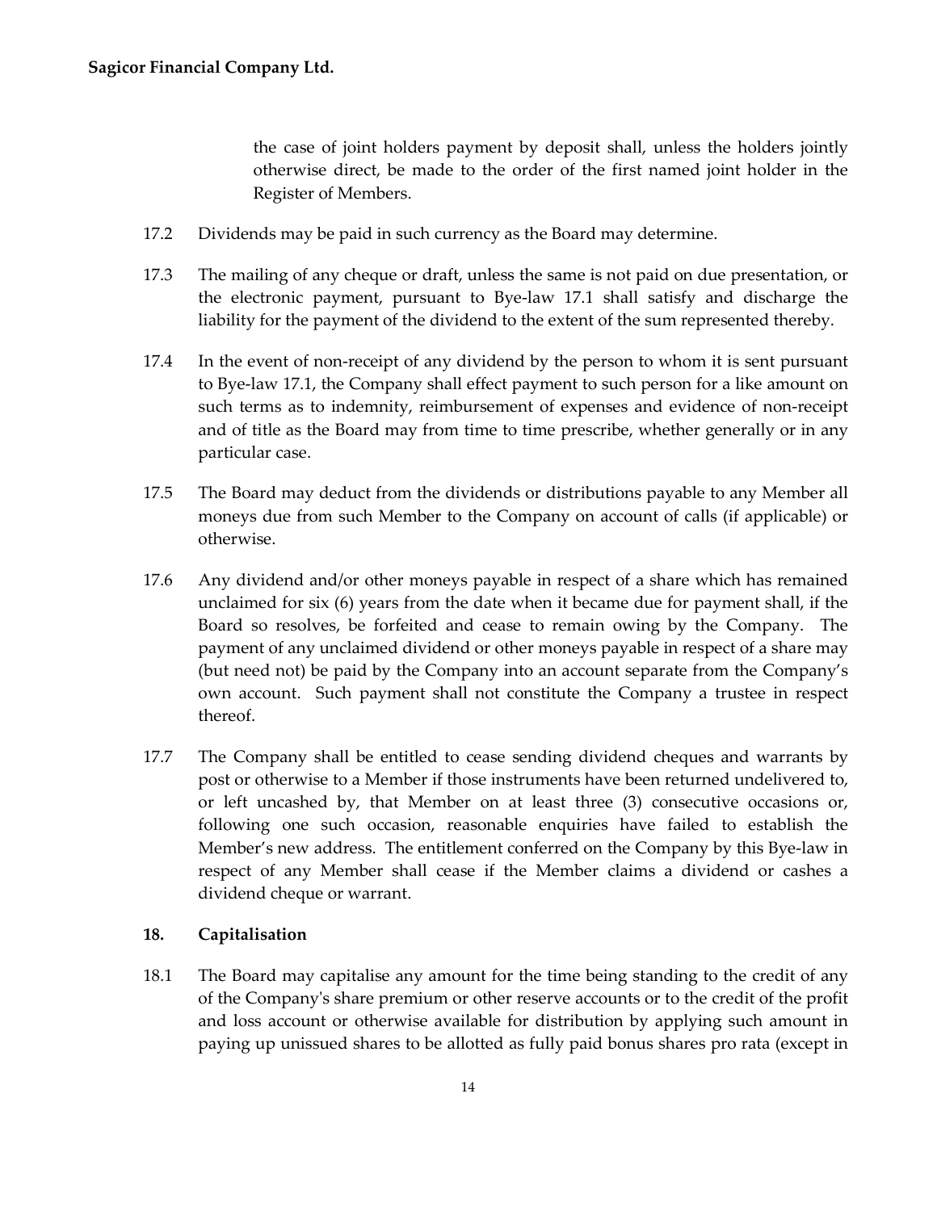the case of joint holders payment by deposit shall, unless the holders jointly otherwise direct, be made to the order of the first named joint holder in the Register of Members.

17.2 Dividends may be paid in such currency as the Board may determine.

17.3 The mailing of any cheque or draft, unless the same is not paid on due presentation, or the electronic payment, pursuant to Bye-law 17.1 shall satisfy and discharge the liability for the payment of the dividend to the extent of the sum represented thereby.

17.4 In the event of non-receipt of any dividend by the person to whom it is sent pursuant to Bye-law 17.1, the Company shall effect payment to such person for a like amount on such terms as to indemnity, reimbursement of expenses and evidence of non-receipt and of title as the Board may from time to time prescribe, whether generally or in any particular case.

17.5 The Board may deduct from the dividends or distributions payable to any Member all moneys due from such Member to the Company on account of calls (if applicable) or otherwise.

17.6 Any dividend and/or other moneys payable in respect of a share which has remained unclaimed for six (6) years from the date when it became due for payment shall, if the Board so resolves, be forfeited and cease to remain owing by the Company. The payment of any unclaimed dividend or other moneys payable in respect of a share may (but need not) be paid by the Company into an account separate from the Company's own account. Such payment shall not constitute the Company a trustee in respect thereof.

17.7 The Company shall be entitled to cease sending dividend cheques and warrants by post or otherwise to a Member if those instruments have been returned undelivered to, or left uncashed by, that Member on at least three (3) consecutive occasions or, following one such occasion, reasonable enquiries have failed to establish the Member's new address. The entitlement conferred on the Company by this Bye-law in respect of any Member shall cease if the Member claims a dividend or cashes a dividend cheque or warrant.

## 18. Capitalisation

18.1 The Board may capitalise any amount for the time being standing to the credit of any of the Company's share premium or other reserve accounts or to the credit of the profit and loss account or otherwise available for distribution by applying such amount in paying up unissued shares to be allotted as fully paid bonus shares pro rata (except in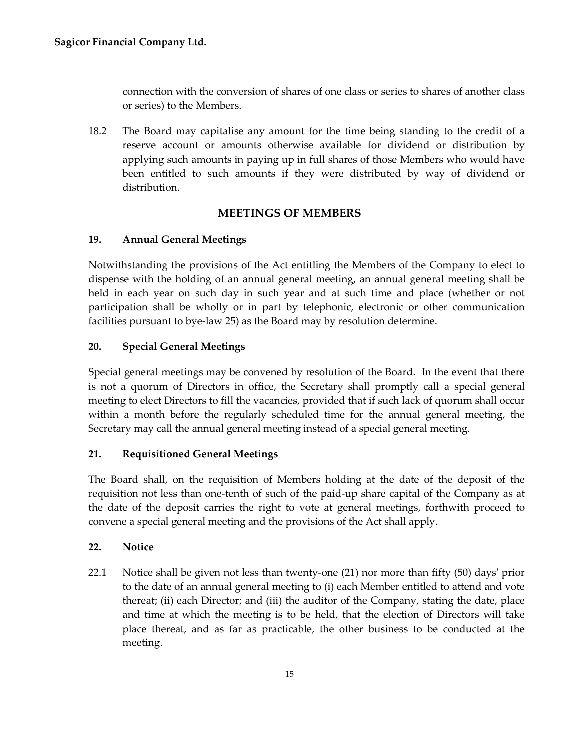connection with the conversion of shares of one class or series to shares of another class or series) to the Members.

18.2 The Board may capitalise any amount for the time being standing to the credit of a reserve account or amounts otherwise available for dividend or distribution by applying such amounts in paying up in full shares of those Members who would have been entitled to such amounts if they were distributed by way of dividend or distribution.

## MEETINGS OF MEMBERS

### 19. Annual General Meetings

Notwithstanding the provisions of the Act entitling the Members of the Company to elect to dispense with the holding of an annual general meeting, an annual general meeting shall be held in each year on such day in such year and at such time and place (whether or not participation shall be wholly or in part by telephonic, electronic or other communication facilities pursuant to bye-law 25) as the Board may by resolution determine.

### 20. Special General Meetings

Special general meetings may be convened by resolution of the Board. In the event that there is not a quorum of Directors in office, the Secretary shall promptly call a special general meeting to elect Directors to fill the vacancies, provided that if such lack of quorum shall occur within a month before the regularly scheduled time for the annual general meeting, the Secretary may call the annual general meeting instead of a special general meeting.

### 21. Requisitioned General Meetings

The Board shall, on the requisition of Members holding at the date of the deposit of the requisition not less than one-tenth of such of the paid-up share capital of the Company as at the date of the deposit carries the right to vote at general meetings, forthwith proceed to convene a special general meeting and the provisions of the Act shall apply.

### 22. Notice

22.1 Notice shall be given not less than twenty-one (21) nor more than fifty (50) days' prior to the date of an annual general meeting to (i) each Member entitled to attend and vote thereat; (ii) each Director; and (iii) the auditor of the Company, stating the date, place and time at which the meeting is to be held, that the election of Directors will take place thereat, and as far as practicable, the other business to be conducted at the meeting.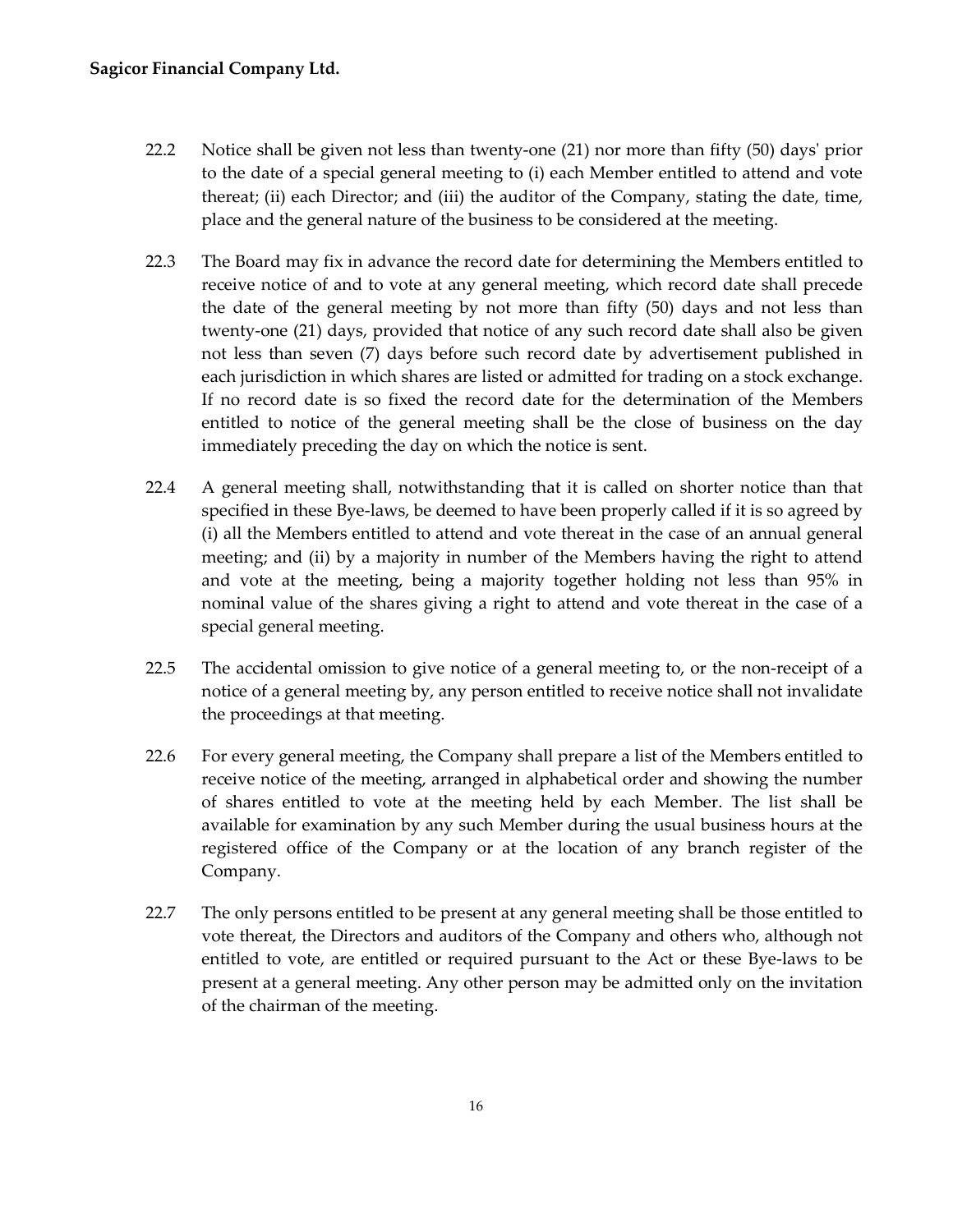22.2 Notice shall be given not less than twenty-one (21) nor more than fifty (50) days' prior to the date of a special general meeting to (i) each Member entitled to attend and vote thereat; (ii) each Director; and (iii) the auditor of the Company, stating the date, time, place and the general nature of the business to be considered at the meeting.

22.3 The Board may fix in advance the record date for determining the Members entitled to receive notice of and to vote at any general meeting, which record date shall precede the date of the general meeting by not more than fifty (50) days and not less than twenty-one (21) days, provided that notice of any such record date shall also be given not less than seven (7) days before such record date by advertisement published in each jurisdiction in which shares are listed or admitted for trading on a stock exchange. If no record date is so fixed the record date for the determination of the Members entitled to notice of the general meeting shall be the close of business on the day immediately preceding the day on which the notice is sent.

22.4 A general meeting shall, notwithstanding that it is called on shorter notice than that specified in these Bye-laws, be deemed to have been properly called if it is so agreed by (i) all the Members entitled to attend and vote thereat in the case of an annual general meeting; and (ii) by a majority in number of the Members having the right to attend and vote at the meeting, being a majority together holding not less than 95% in nominal value of the shares giving a right to attend and vote thereat in the case of a special general meeting.

22.5 The accidental omission to give notice of a general meeting to, or the non-receipt of a notice of a general meeting by, any person entitled to receive notice shall not invalidate the proceedings at that meeting.

22.6 For every general meeting, the Company shall prepare a list of the Members entitled to receive notice of the meeting, arranged in alphabetical order and showing the number of shares entitled to vote at the meeting held by each Member. The list shall be available for examination by any such Member during the usual business hours at the registered office of the Company or at the location of any branch register of the Company.

22.7 The only persons entitled to be present at any general meeting shall be those entitled to vote thereat, the Directors and auditors of the Company and others who, although not entitled to vote, are entitled or required pursuant to the Act or these Bye-laws to be present at a general meeting. Any other person may be admitted only on the invitation of the chairman of the meeting.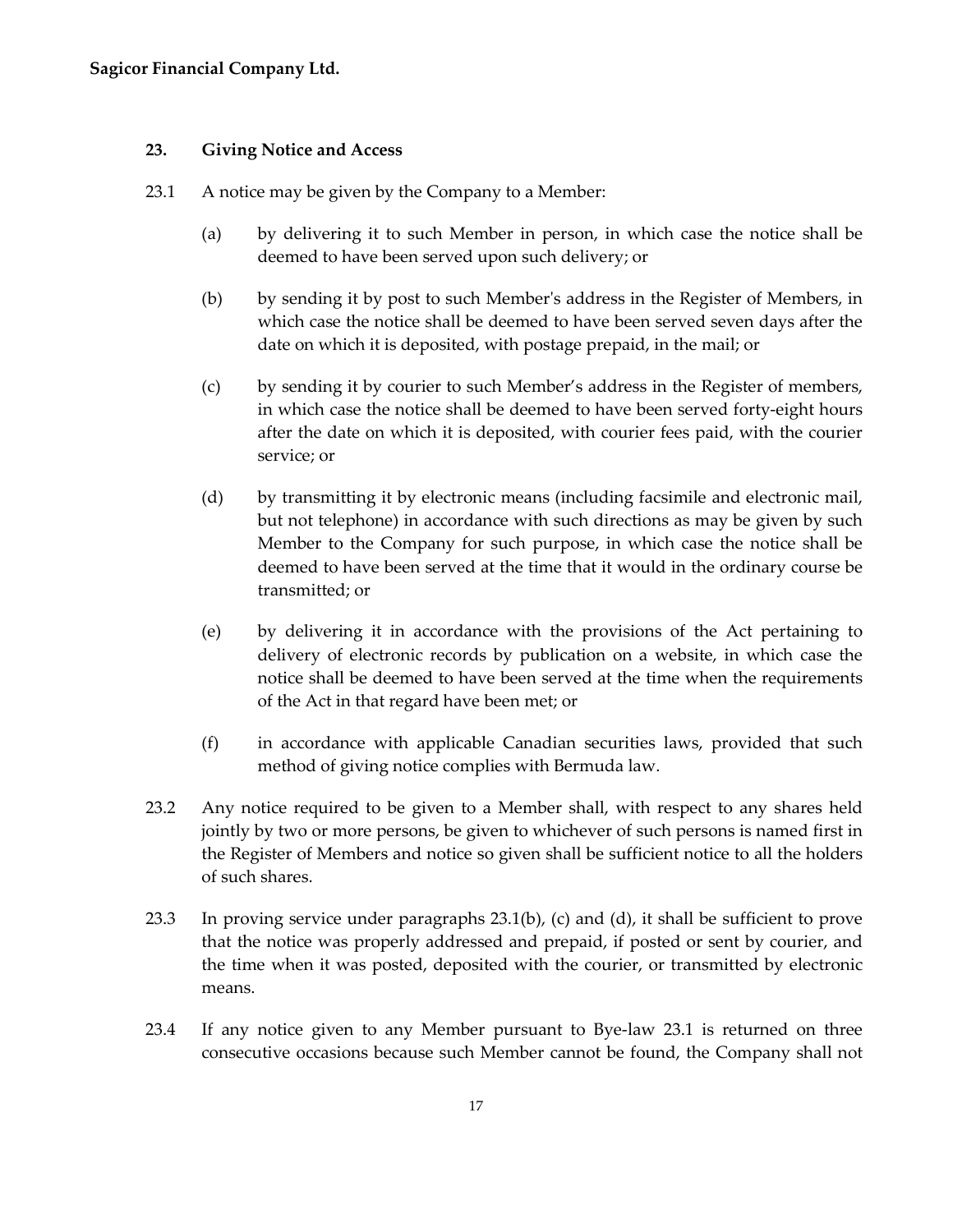## 23. Giving Notice and Access

23.1 A notice may be given by the Company to a Member:

(a) by delivering it to such Member in person, in which case the notice shall be deemed to have been served upon such delivery; or

(b) by sending it by post to such Member's address in the Register of Members, in which case the notice shall be deemed to have been served seven days after the date on which it is deposited, with postage prepaid, in the mail; or

(c) by sending it by courier to such Member's address in the Register of members, in which case the notice shall be deemed to have been served forty-eight hours after the date on which it is deposited, with courier fees paid, with the courier service; or

(d) by transmitting it by electronic means (including facsimile and electronic mail, but not telephone) in accordance with such directions as may be given by such Member to the Company for such purpose, in which case the notice shall be deemed to have been served at the time that it would in the ordinary course be transmitted; or

(e) by delivering it in accordance with the provisions of the Act pertaining to delivery of electronic records by publication on a website, in which case the notice shall be deemed to have been served at the time when the requirements of the Act in that regard have been met; or

(f) in accordance with applicable Canadian securities laws, provided that such method of giving notice complies with Bermuda law.

23.2 Any notice required to be given to a Member shall, with respect to any shares held jointly by two or more persons, be given to whichever of such persons is named first in the Register of Members and notice so given shall be sufficient notice to all the holders of such shares.

23.3 In proving service under paragraphs 23.1(b), (c) and (d), it shall be sufficient to prove that the notice was properly addressed and prepaid, if posted or sent by courier, and the time when it was posted, deposited with the courier, or transmitted by electronic means.

23.4 If any notice given to any Member pursuant to Bye-law 23.1 is returned on three consecutive occasions because such Member cannot be found, the Company shall not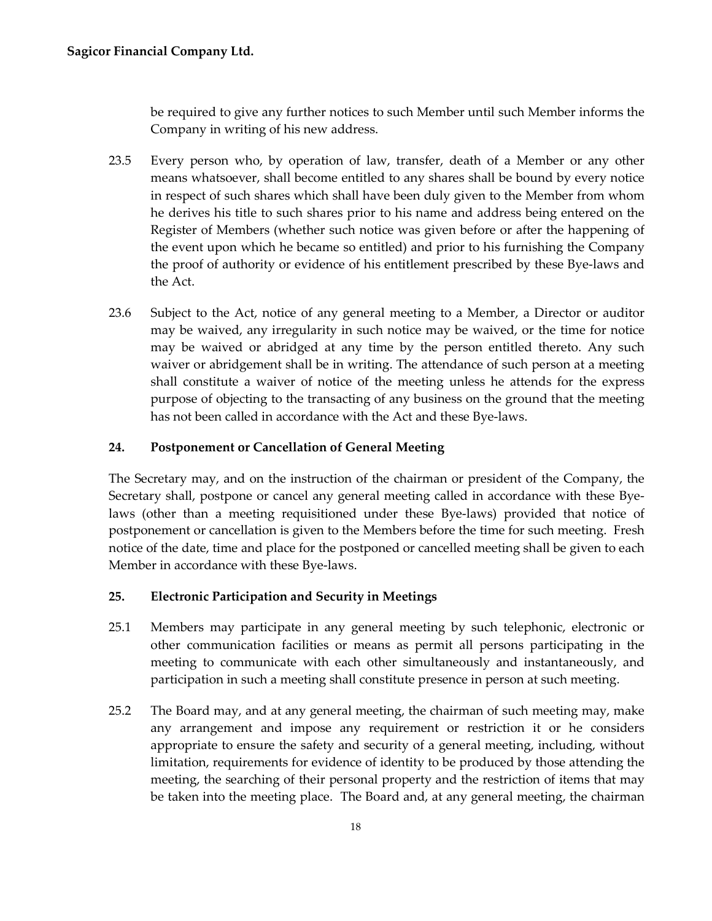be required to give any further notices to such Member until such Member informs the Company in writing of his new address.

23.5 Every person who, by operation of law, transfer, death of a Member or any other means whatsoever, shall become entitled to any shares shall be bound by every notice in respect of such shares which shall have been duly given to the Member from whom he derives his title to such shares prior to his name and address being entered on the Register of Members (whether such notice was given before or after the happening of the event upon which he became so entitled) and prior to his furnishing the Company the proof of authority or evidence of his entitlement prescribed by these Bye-laws and the Act.

23.6 Subject to the Act, notice of any general meeting to a Member, a Director or auditor may be waived, any irregularity in such notice may be waived, or the time for notice may be waived or abridged at any time by the person entitled thereto. Any such waiver or abridgement shall be in writing. The attendance of such person at a meeting shall constitute a waiver of notice of the meeting unless he attends for the express purpose of objecting to the transacting of any business on the ground that the meeting has not been called in accordance with the Act and these Bye-laws.

## 24. Postponement or Cancellation of General Meeting

The Secretary may, and on the instruction of the chairman or president of the Company, the Secretary shall, postpone or cancel any general meeting called in accordance with these Bye-laws (other than a meeting requisitioned under these Bye-laws) provided that notice of postponement or cancellation is given to the Members before the time for such meeting. Fresh notice of the date, time and place for the postponed or cancelled meeting shall be given to each Member in accordance with these Bye-laws.

## 25. Electronic Participation and Security in Meetings

25.1 Members may participate in any general meeting by such telephonic, electronic or other communication facilities or means as permit all persons participating in the meeting to communicate with each other simultaneously and instantaneously, and participation in such a meeting shall constitute presence in person at such meeting.

25.2 The Board may, and at any general meeting, the chairman of such meeting may, make any arrangement and impose any requirement or restriction it or he considers appropriate to ensure the safety and security of a general meeting, including, without limitation, requirements for evidence of identity to be produced by those attending the meeting, the searching of their personal property and the restriction of items that may be taken into the meeting place. The Board and, at any general meeting, the chairman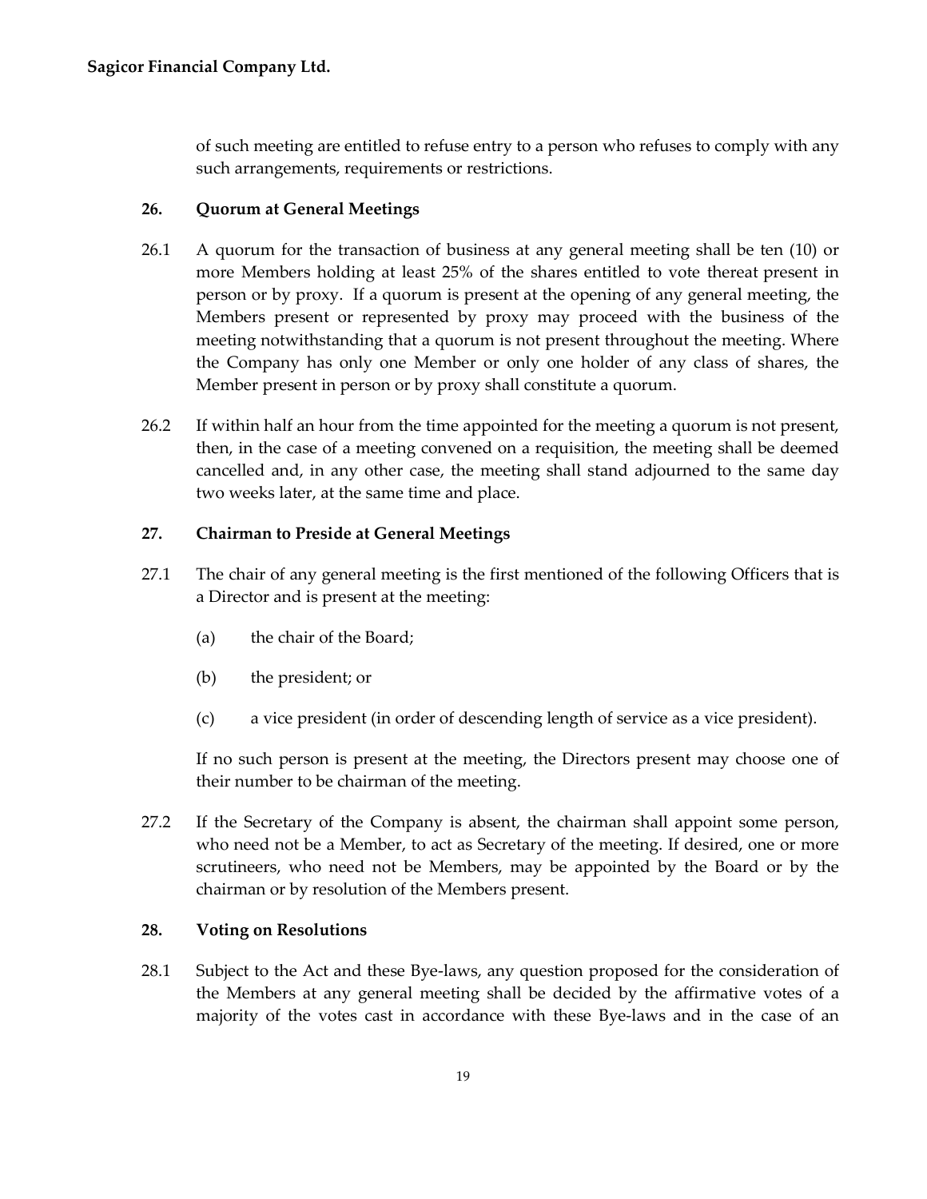of such meeting are entitled to refuse entry to a person who refuses to comply with any such arrangements, requirements or restrictions.

## 26. Quorum at General Meetings

26.1 A quorum for the transaction of business at any general meeting shall be ten (10) or more Members holding at least 25% of the shares entitled to vote thereat present in person or by proxy. If a quorum is present at the opening of any general meeting, the Members present or represented by proxy may proceed with the business of the meeting notwithstanding that a quorum is not present throughout the meeting. Where the Company has only one Member or only one holder of any class of shares, the Member present in person or by proxy shall constitute a quorum.

26.2 If within half an hour from the time appointed for the meeting a quorum is not present, then, in the case of a meeting convened on a requisition, the meeting shall be deemed cancelled and, in any other case, the meeting shall stand adjourned to the same day two weeks later, at the same time and place.

## 27. Chairman to Preside at General Meetings

27.1 The chair of any general meeting is the first mentioned of the following Officers that is a Director and is present at the meeting:

(a) the chair of the Board;

(b) the president; or

(c) a vice president (in order of descending length of service as a vice president).

If no such person is present at the meeting, the Directors present may choose one of their number to be chairman of the meeting.

27.2 If the Secretary of the Company is absent, the chairman shall appoint some person, who need not be a Member, to act as Secretary of the meeting. If desired, one or more scrutineers, who need not be Members, may be appointed by the Board or by the chairman or by resolution of the Members present.

## 28. Voting on Resolutions

28.1 Subject to the Act and these Bye-laws, any question proposed for the consideration of the Members at any general meeting shall be decided by the affirmative votes of a majority of the votes cast in accordance with these Bye-laws and in the case of an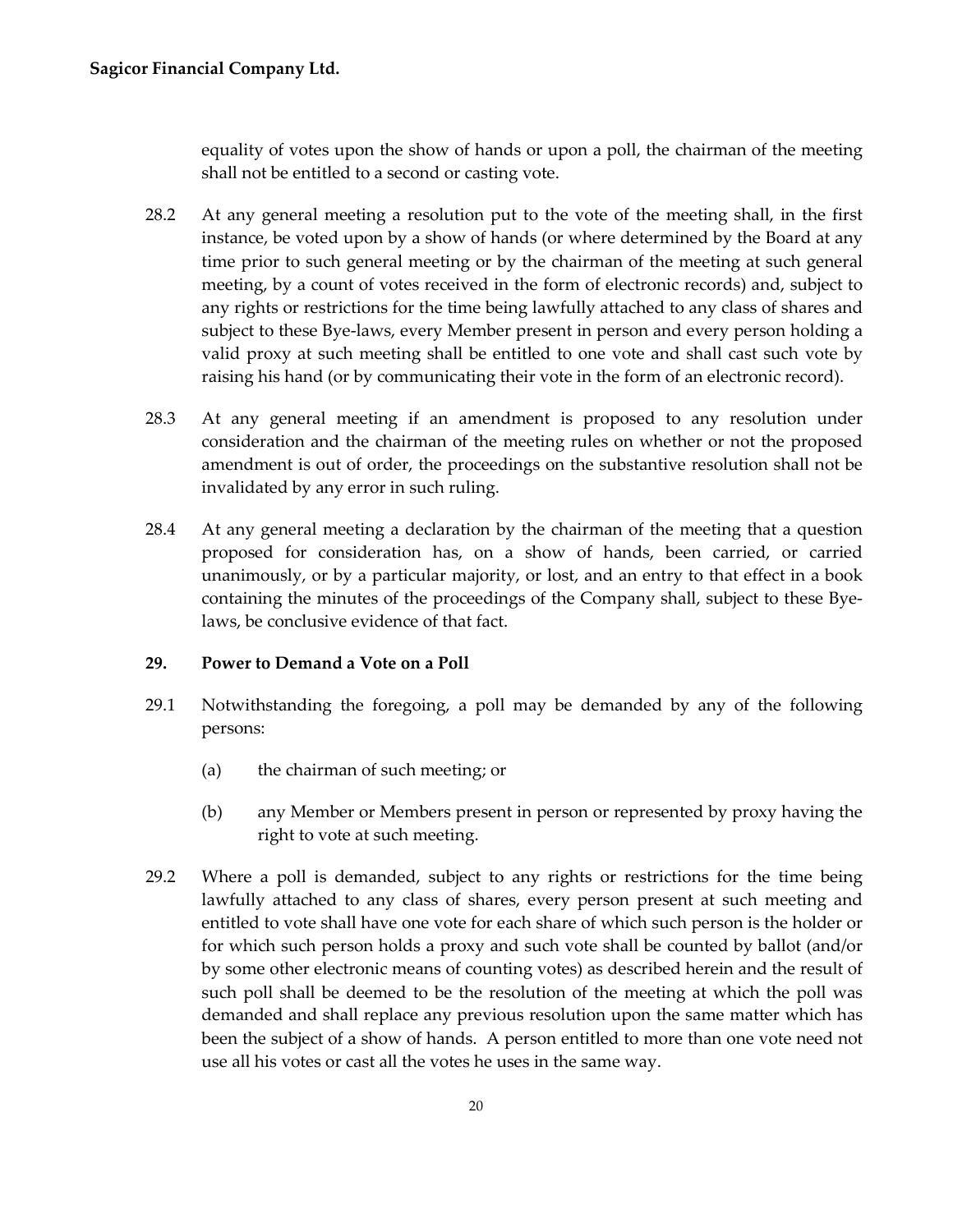equality of votes upon the show of hands or upon a poll, the chairman of the meeting shall not be entitled to a second or casting vote.

28.2 At any general meeting a resolution put to the vote of the meeting shall, in the first instance, be voted upon by a show of hands (or where determined by the Board at any time prior to such general meeting or by the chairman of the meeting at such general meeting, by a count of votes received in the form of electronic records) and, subject to any rights or restrictions for the time being lawfully attached to any class of shares and subject to these Bye-laws, every Member present in person and every person holding a valid proxy at such meeting shall be entitled to one vote and shall cast such vote by raising his hand (or by communicating their vote in the form of an electronic record).

28.3 At any general meeting if an amendment is proposed to any resolution under consideration and the chairman of the meeting rules on whether or not the proposed amendment is out of order, the proceedings on the substantive resolution shall not be invalidated by any error in such ruling.

28.4 At any general meeting a declaration by the chairman of the meeting that a question proposed for consideration has, on a show of hands, been carried, or carried unanimously, or by a particular majority, or lost, and an entry to that effect in a book containing the minutes of the proceedings of the Company shall, subject to these Bye-laws, be conclusive evidence of that fact.

### 29. Power to Demand a Vote on a Poll

29.1 Notwithstanding the foregoing, a poll may be demanded by any of the following persons:

(a) the chairman of such meeting; or

(b) any Member or Members present in person or represented by proxy having the right to vote at such meeting.

29.2 Where a poll is demanded, subject to any rights or restrictions for the time being lawfully attached to any class of shares, every person present at such meeting and entitled to vote shall have one vote for each share of which such person is the holder or for which such person holds a proxy and such vote shall be counted by ballot (and/or by some other electronic means of counting votes) as described herein and the result of such poll shall be deemed to be the resolution of the meeting at which the poll was demanded and shall replace any previous resolution upon the same matter which has been the subject of a show of hands. A person entitled to more than one vote need not use all his votes or cast all the votes he uses in the same way.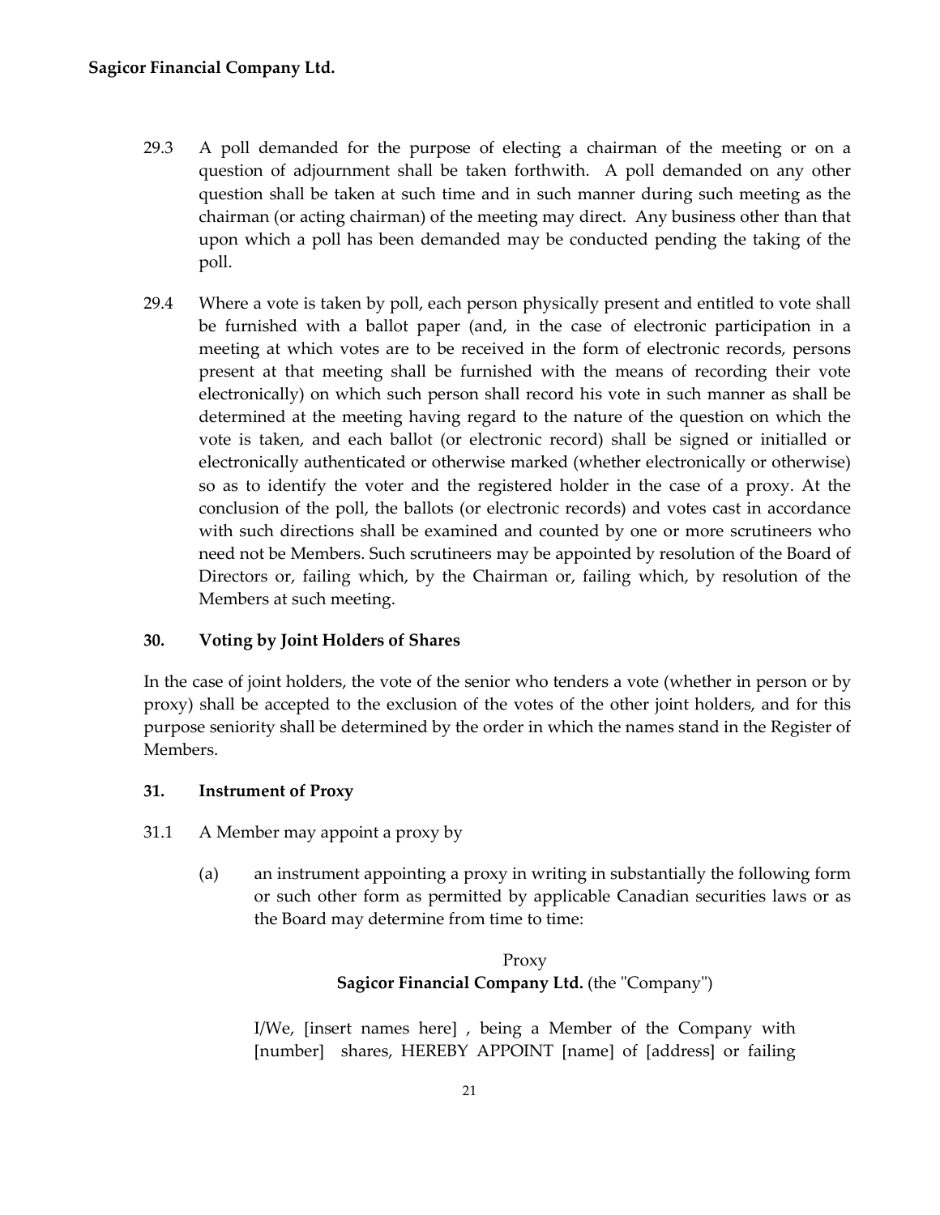29.3 A poll demanded for the purpose of electing a chairman of the meeting or on a question of adjournment shall be taken forthwith. A poll demanded on any other question shall be taken at such time and in such manner during such meeting as the chairman (or acting chairman) of the meeting may direct. Any business other than that upon which a poll has been demanded may be conducted pending the taking of the poll.

29.4 Where a vote is taken by poll, each person physically present and entitled to vote shall be furnished with a ballot paper (and, in the case of electronic participation in a meeting at which votes are to be received in the form of electronic records, persons present at that meeting shall be furnished with the means of recording their vote electronically) on which such person shall record his vote in such manner as shall be determined at the meeting having regard to the nature of the question on which the vote is taken, and each ballot (or electronic record) shall be signed or initialled or electronically authenticated or otherwise marked (whether electronically or otherwise) so as to identify the voter and the registered holder in the case of a proxy. At the conclusion of the poll, the ballots (or electronic records) and votes cast in accordance with such directions shall be examined and counted by one or more scrutineers who need not be Members. Such scrutineers may be appointed by resolution of the Board of Directors or, failing which, by the Chairman or, failing which, by resolution of the Members at such meeting.

**30. Voting by Joint Holders of Shares**

In the case of joint holders, the vote of the senior who tenders a vote (whether in person or by proxy) shall be accepted to the exclusion of the votes of the other joint holders, and for this purpose seniority shall be determined by the order in which the names stand in the Register of Members.

**31. Instrument of Proxy**

31.1 A Member may appoint a proxy by

(a) an instrument appointing a proxy in writing in substantially the following form or such other form as permitted by applicable Canadian securities laws or as the Board may determine from time to time:

Proxy
**Sagicor Financial Company Ltd.** (the "Company")

I/We, [insert names here] , being a Member of the Company with [number] shares, HEREBY APPOINT [name] of [address] or failing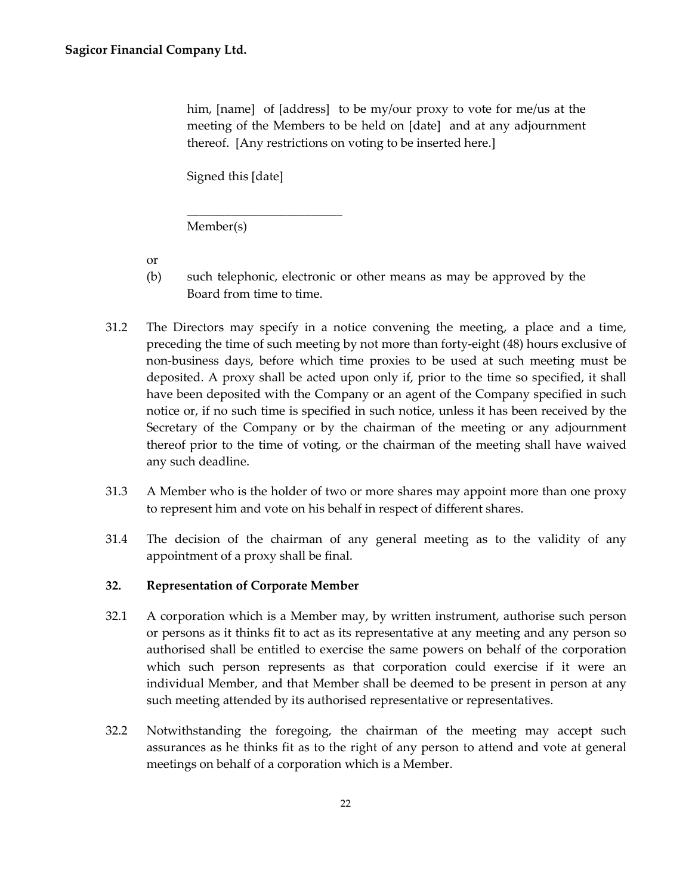him, [name] of [address] to be my/our proxy to vote for me/us at the meeting of the Members to be held on [date] and at any adjournment thereof. [Any restrictions on voting to be inserted here.]

Signed this [date]

\_\_\_\_\_\_\_\_\_\_\_\_\_\_\_\_\_\_\_\_\_\_\_\_\_

Member(s)

or

(b) such telephonic, electronic or other means as may be approved by the Board from time to time.

31.2 The Directors may specify in a notice convening the meeting, a place and a time, preceding the time of such meeting by not more than forty-eight (48) hours exclusive of non-business days, before which time proxies to be used at such meeting must be deposited. A proxy shall be acted upon only if, prior to the time so specified, it shall have been deposited with the Company or an agent of the Company specified in such notice or, if no such time is specified in such notice, unless it has been received by the Secretary of the Company or by the chairman of the meeting or any adjournment thereof prior to the time of voting, or the chairman of the meeting shall have waived any such deadline.

31.3 A Member who is the holder of two or more shares may appoint more than one proxy to represent him and vote on his behalf in respect of different shares.

31.4 The decision of the chairman of any general meeting as to the validity of any appointment of a proxy shall be final.

**32. Representation of Corporate Member**

32.1 A corporation which is a Member may, by written instrument, authorise such person or persons as it thinks fit to act as its representative at any meeting and any person so authorised shall be entitled to exercise the same powers on behalf of the corporation which such person represents as that corporation could exercise if it were an individual Member, and that Member shall be deemed to be present in person at any such meeting attended by its authorised representative or representatives.

32.2 Notwithstanding the foregoing, the chairman of the meeting may accept such assurances as he thinks fit as to the right of any person to attend and vote at general meetings on behalf of a corporation which is a Member.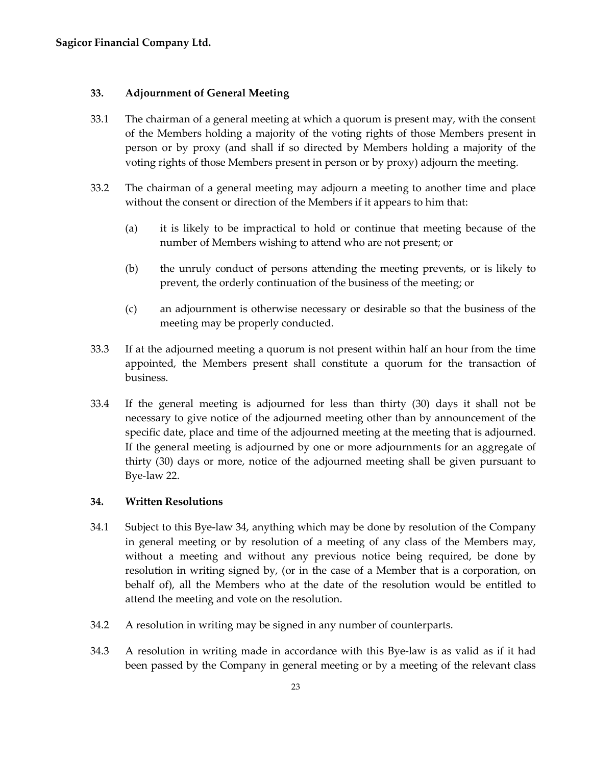### 33. Adjournment of General Meeting

33.1 The chairman of a general meeting at which a quorum is present may, with the consent of the Members holding a majority of the voting rights of those Members present in person or by proxy (and shall if so directed by Members holding a majority of the voting rights of those Members present in person or by proxy) adjourn the meeting.

33.2 The chairman of a general meeting may adjourn a meeting to another time and place without the consent or direction of the Members if it appears to him that:

(a) it is likely to be impractical to hold or continue that meeting because of the number of Members wishing to attend who are not present; or

(b) the unruly conduct of persons attending the meeting prevents, or is likely to prevent, the orderly continuation of the business of the meeting; or

(c) an adjournment is otherwise necessary or desirable so that the business of the meeting may be properly conducted.

33.3 If at the adjourned meeting a quorum is not present within half an hour from the time appointed, the Members present shall constitute a quorum for the transaction of business.

33.4 If the general meeting is adjourned for less than thirty (30) days it shall not be necessary to give notice of the adjourned meeting other than by announcement of the specific date, place and time of the adjourned meeting at the meeting that is adjourned. If the general meeting is adjourned by one or more adjournments for an aggregate of thirty (30) days or more, notice of the adjourned meeting shall be given pursuant to Bye-law 22.

### 34. Written Resolutions

34.1 Subject to this Bye-law 34, anything which may be done by resolution of the Company in general meeting or by resolution of a meeting of any class of the Members may, without a meeting and without any previous notice being required, be done by resolution in writing signed by, (or in the case of a Member that is a corporation, on behalf of), all the Members who at the date of the resolution would be entitled to attend the meeting and vote on the resolution.

34.2 A resolution in writing may be signed in any number of counterparts.

34.3 A resolution in writing made in accordance with this Bye-law is as valid as if it had been passed by the Company in general meeting or by a meeting of the relevant class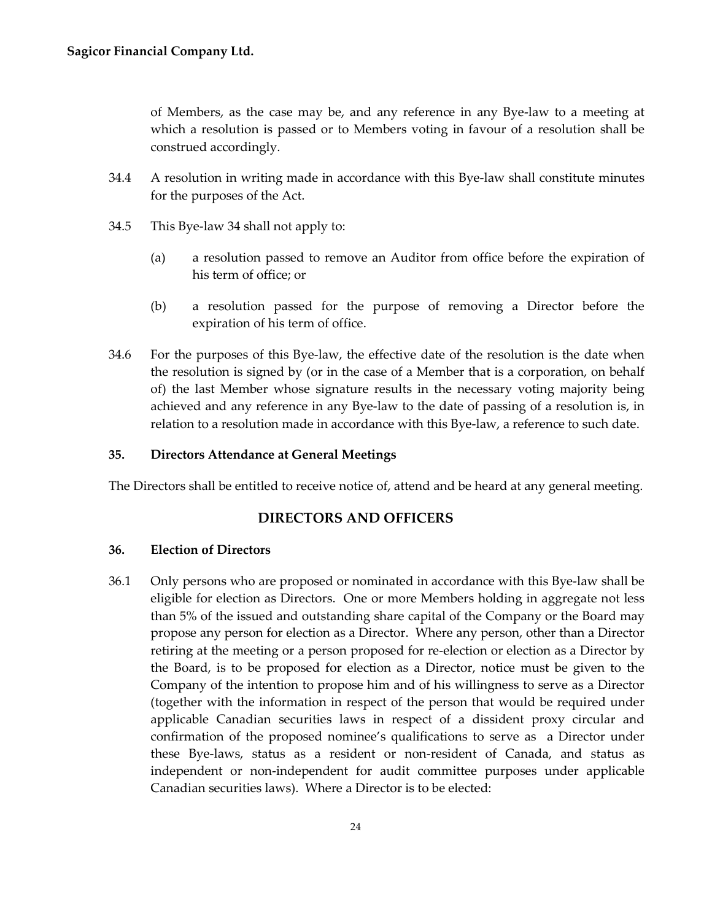of Members, as the case may be, and any reference in any Bye-law to a meeting at which a resolution is passed or to Members voting in favour of a resolution shall be construed accordingly.

34.4 A resolution in writing made in accordance with this Bye-law shall constitute minutes for the purposes of the Act.

34.5 This Bye-law 34 shall not apply to:

(a) a resolution passed to remove an Auditor from office before the expiration of his term of office; or

(b) a resolution passed for the purpose of removing a Director before the expiration of his term of office.

34.6 For the purposes of this Bye-law, the effective date of the resolution is the date when the resolution is signed by (or in the case of a Member that is a corporation, on behalf of) the last Member whose signature results in the necessary voting majority being achieved and any reference in any Bye-law to the date of passing of a resolution is, in relation to a resolution made in accordance with this Bye-law, a reference to such date.

**35. Directors Attendance at General Meetings**

The Directors shall be entitled to receive notice of, attend and be heard at any general meeting.

## DIRECTORS AND OFFICERS

**36. Election of Directors**

36.1 Only persons who are proposed or nominated in accordance with this Bye-law shall be eligible for election as Directors. One or more Members holding in aggregate not less than 5% of the issued and outstanding share capital of the Company or the Board may propose any person for election as a Director. Where any person, other than a Director retiring at the meeting or a person proposed for re-election or election as a Director by the Board, is to be proposed for election as a Director, notice must be given to the Company of the intention to propose him and of his willingness to serve as a Director (together with the information in respect of the person that would be required under applicable Canadian securities laws in respect of a dissident proxy circular and confirmation of the proposed nominee's qualifications to serve as a Director under these Bye-laws, status as a resident or non-resident of Canada, and status as independent or non-independent for audit committee purposes under applicable Canadian securities laws). Where a Director is to be elected: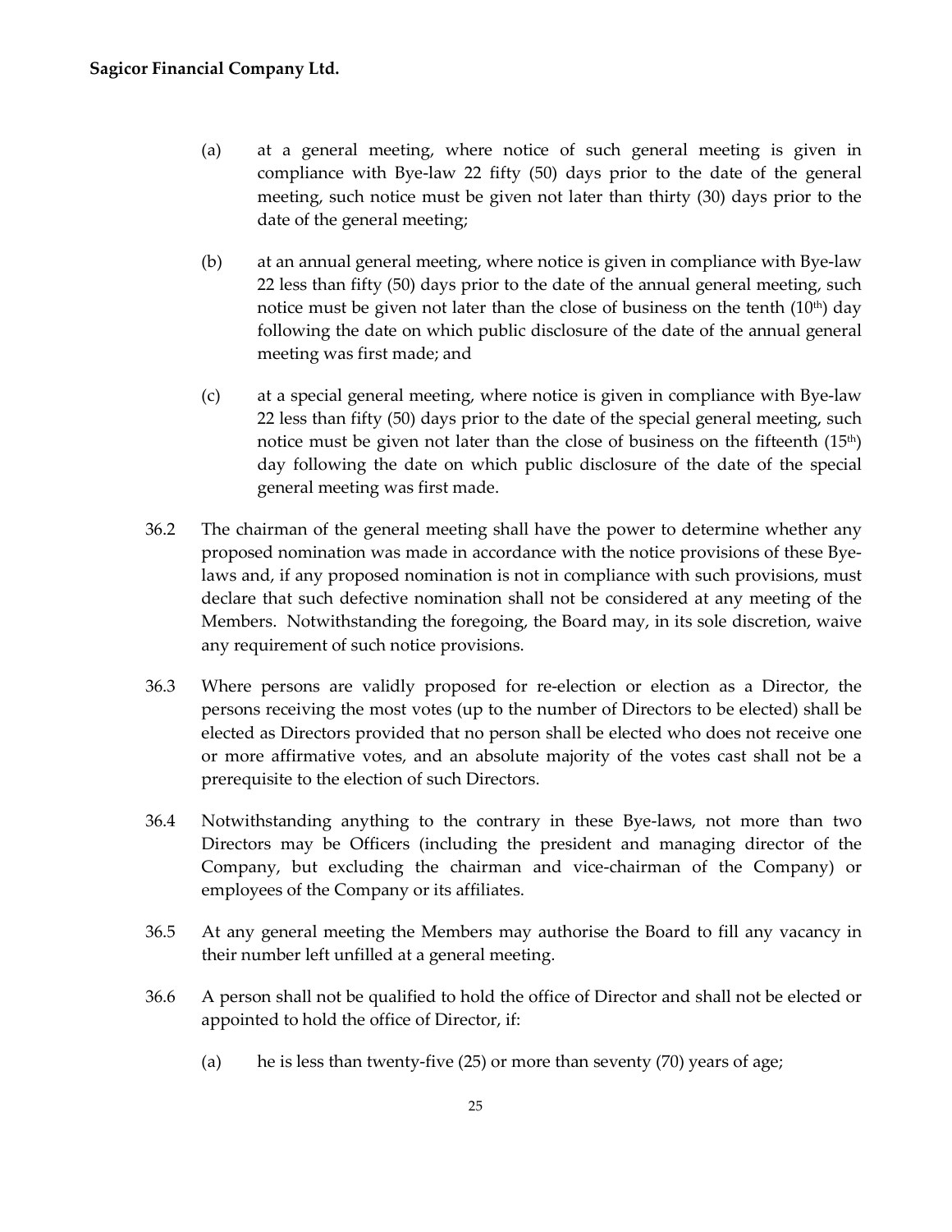(a) at a general meeting, where notice of such general meeting is given in compliance with Bye-law 22 fifty (50) days prior to the date of the general meeting, such notice must be given not later than thirty (30) days prior to the date of the general meeting;

(b) at an annual general meeting, where notice is given in compliance with Bye-law 22 less than fifty (50) days prior to the date of the annual general meeting, such notice must be given not later than the close of business on the tenth (10th) day following the date on which public disclosure of the date of the annual general meeting was first made; and

(c) at a special general meeting, where notice is given in compliance with Bye-law 22 less than fifty (50) days prior to the date of the special general meeting, such notice must be given not later than the close of business on the fifteenth (15th) day following the date on which public disclosure of the date of the special general meeting was first made.

36.2 The chairman of the general meeting shall have the power to determine whether any proposed nomination was made in accordance with the notice provisions of these Bye-laws and, if any proposed nomination is not in compliance with such provisions, must declare that such defective nomination shall not be considered at any meeting of the Members. Notwithstanding the foregoing, the Board may, in its sole discretion, waive any requirement of such notice provisions.

36.3 Where persons are validly proposed for re-election or election as a Director, the persons receiving the most votes (up to the number of Directors to be elected) shall be elected as Directors provided that no person shall be elected who does not receive one or more affirmative votes, and an absolute majority of the votes cast shall not be a prerequisite to the election of such Directors.

36.4 Notwithstanding anything to the contrary in these Bye-laws, not more than two Directors may be Officers (including the president and managing director of the Company, but excluding the chairman and vice-chairman of the Company) or employees of the Company or its affiliates.

36.5 At any general meeting the Members may authorise the Board to fill any vacancy in their number left unfilled at a general meeting.

36.6 A person shall not be qualified to hold the office of Director and shall not be elected or appointed to hold the office of Director, if:

(a) he is less than twenty-five (25) or more than seventy (70) years of age;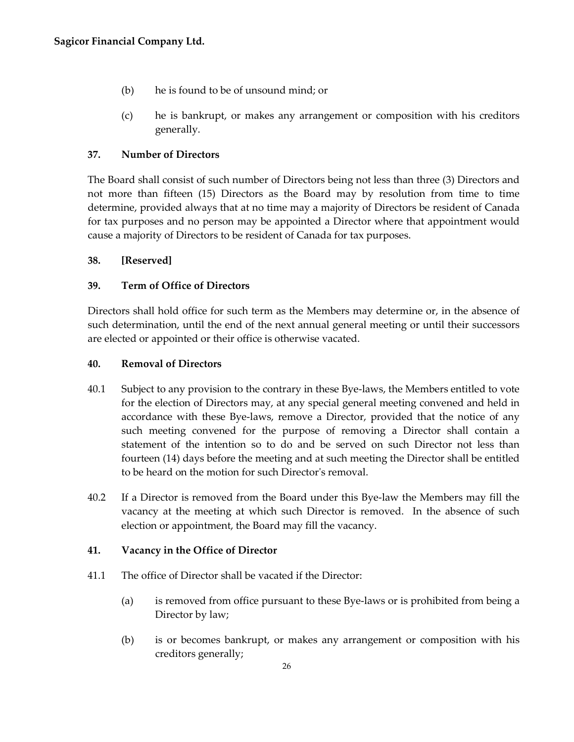(b) he is found to be of unsound mind; or

(c) he is bankrupt, or makes any arrangement or composition with his creditors generally.

**37. Number of Directors**

The Board shall consist of such number of Directors being not less than three (3) Directors and not more than fifteen (15) Directors as the Board may by resolution from time to time determine, provided always that at no time may a majority of Directors be resident of Canada for tax purposes and no person may be appointed a Director where that appointment would cause a majority of Directors to be resident of Canada for tax purposes.

**38. [Reserved]**

**39. Term of Office of Directors**

Directors shall hold office for such term as the Members may determine or, in the absence of such determination, until the end of the next annual general meeting or until their successors are elected or appointed or their office is otherwise vacated.

**40. Removal of Directors**

40.1 Subject to any provision to the contrary in these Bye-laws, the Members entitled to vote for the election of Directors may, at any special general meeting convened and held in accordance with these Bye-laws, remove a Director, provided that the notice of any such meeting convened for the purpose of removing a Director shall contain a statement of the intention so to do and be served on such Director not less than fourteen (14) days before the meeting and at such meeting the Director shall be entitled to be heard on the motion for such Director's removal.

40.2 If a Director is removed from the Board under this Bye-law the Members may fill the vacancy at the meeting at which such Director is removed. In the absence of such election or appointment, the Board may fill the vacancy.

**41. Vacancy in the Office of Director**

41.1 The office of Director shall be vacated if the Director:

(a) is removed from office pursuant to these Bye-laws or is prohibited from being a Director by law;

(b) is or becomes bankrupt, or makes any arrangement or composition with his creditors generally;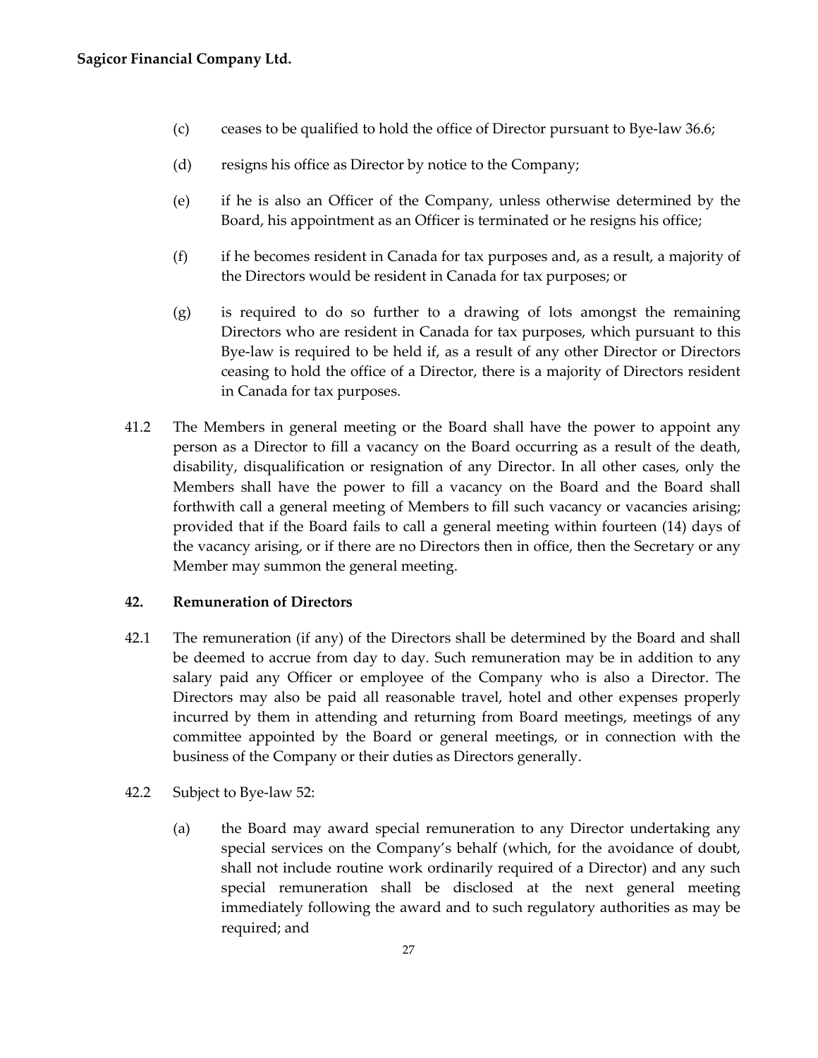(c) ceases to be qualified to hold the office of Director pursuant to Bye-law 36.6;

(d) resigns his office as Director by notice to the Company;

(e) if he is also an Officer of the Company, unless otherwise determined by the Board, his appointment as an Officer is terminated or he resigns his office;

(f) if he becomes resident in Canada for tax purposes and, as a result, a majority of the Directors would be resident in Canada for tax purposes; or

(g) is required to do so further to a drawing of lots amongst the remaining Directors who are resident in Canada for tax purposes, which pursuant to this Bye-law is required to be held if, as a result of any other Director or Directors ceasing to hold the office of a Director, there is a majority of Directors resident in Canada for tax purposes.

41.2 The Members in general meeting or the Board shall have the power to appoint any person as a Director to fill a vacancy on the Board occurring as a result of the death, disability, disqualification or resignation of any Director. In all other cases, only the Members shall have the power to fill a vacancy on the Board and the Board shall forthwith call a general meeting of Members to fill such vacancy or vacancies arising; provided that if the Board fails to call a general meeting within fourteen (14) days of the vacancy arising, or if there are no Directors then in office, then the Secretary or any Member may summon the general meeting.

## 42. Remuneration of Directors

42.1 The remuneration (if any) of the Directors shall be determined by the Board and shall be deemed to accrue from day to day. Such remuneration may be in addition to any salary paid any Officer or employee of the Company who is also a Director. The Directors may also be paid all reasonable travel, hotel and other expenses properly incurred by them in attending and returning from Board meetings, meetings of any committee appointed by the Board or general meetings, or in connection with the business of the Company or their duties as Directors generally.

42.2 Subject to Bye-law 52:

(a) the Board may award special remuneration to any Director undertaking any special services on the Company's behalf (which, for the avoidance of doubt, shall not include routine work ordinarily required of a Director) and any such special remuneration shall be disclosed at the next general meeting immediately following the award and to such regulatory authorities as may be required; and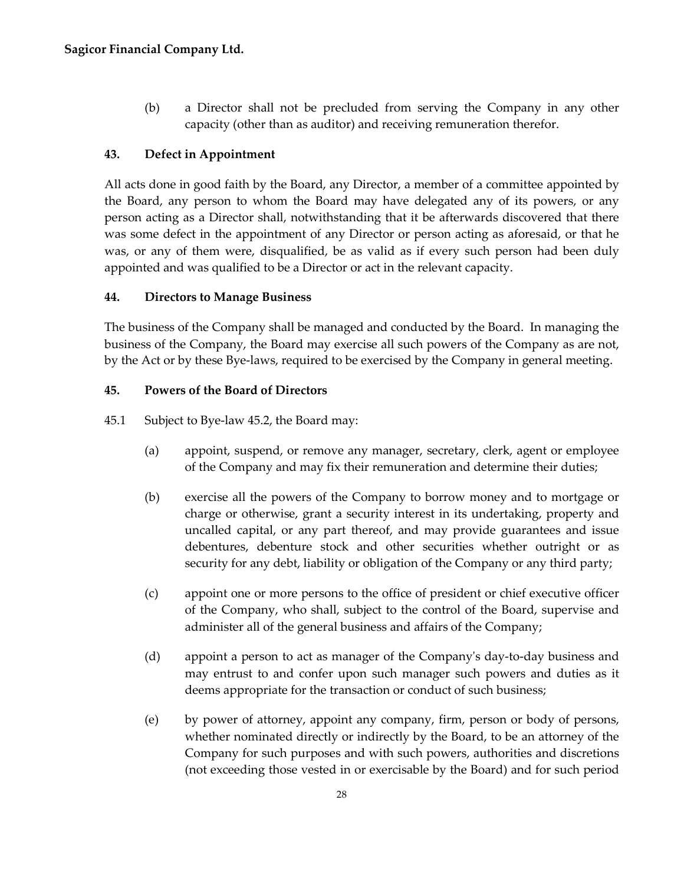(b) a Director shall not be precluded from serving the Company in any other capacity (other than as auditor) and receiving remuneration therefor.

### 43. Defect in Appointment

All acts done in good faith by the Board, any Director, a member of a committee appointed by the Board, any person to whom the Board may have delegated any of its powers, or any person acting as a Director shall, notwithstanding that it be afterwards discovered that there was some defect in the appointment of any Director or person acting as aforesaid, or that he was, or any of them were, disqualified, be as valid as if every such person had been duly appointed and was qualified to be a Director or act in the relevant capacity.

### 44. Directors to Manage Business

The business of the Company shall be managed and conducted by the Board. In managing the business of the Company, the Board may exercise all such powers of the Company as are not, by the Act or by these Bye-laws, required to be exercised by the Company in general meeting.

### 45. Powers of the Board of Directors

45.1 Subject to Bye-law 45.2, the Board may:

(a) appoint, suspend, or remove any manager, secretary, clerk, agent or employee of the Company and may fix their remuneration and determine their duties;

(b) exercise all the powers of the Company to borrow money and to mortgage or charge or otherwise, grant a security interest in its undertaking, property and uncalled capital, or any part thereof, and may provide guarantees and issue debentures, debenture stock and other securities whether outright or as security for any debt, liability or obligation of the Company or any third party;

(c) appoint one or more persons to the office of president or chief executive officer of the Company, who shall, subject to the control of the Board, supervise and administer all of the general business and affairs of the Company;

(d) appoint a person to act as manager of the Company's day-to-day business and may entrust to and confer upon such manager such powers and duties as it deems appropriate for the transaction or conduct of such business;

(e) by power of attorney, appoint any company, firm, person or body of persons, whether nominated directly or indirectly by the Board, to be an attorney of the Company for such purposes and with such powers, authorities and discretions (not exceeding those vested in or exercisable by the Board) and for such period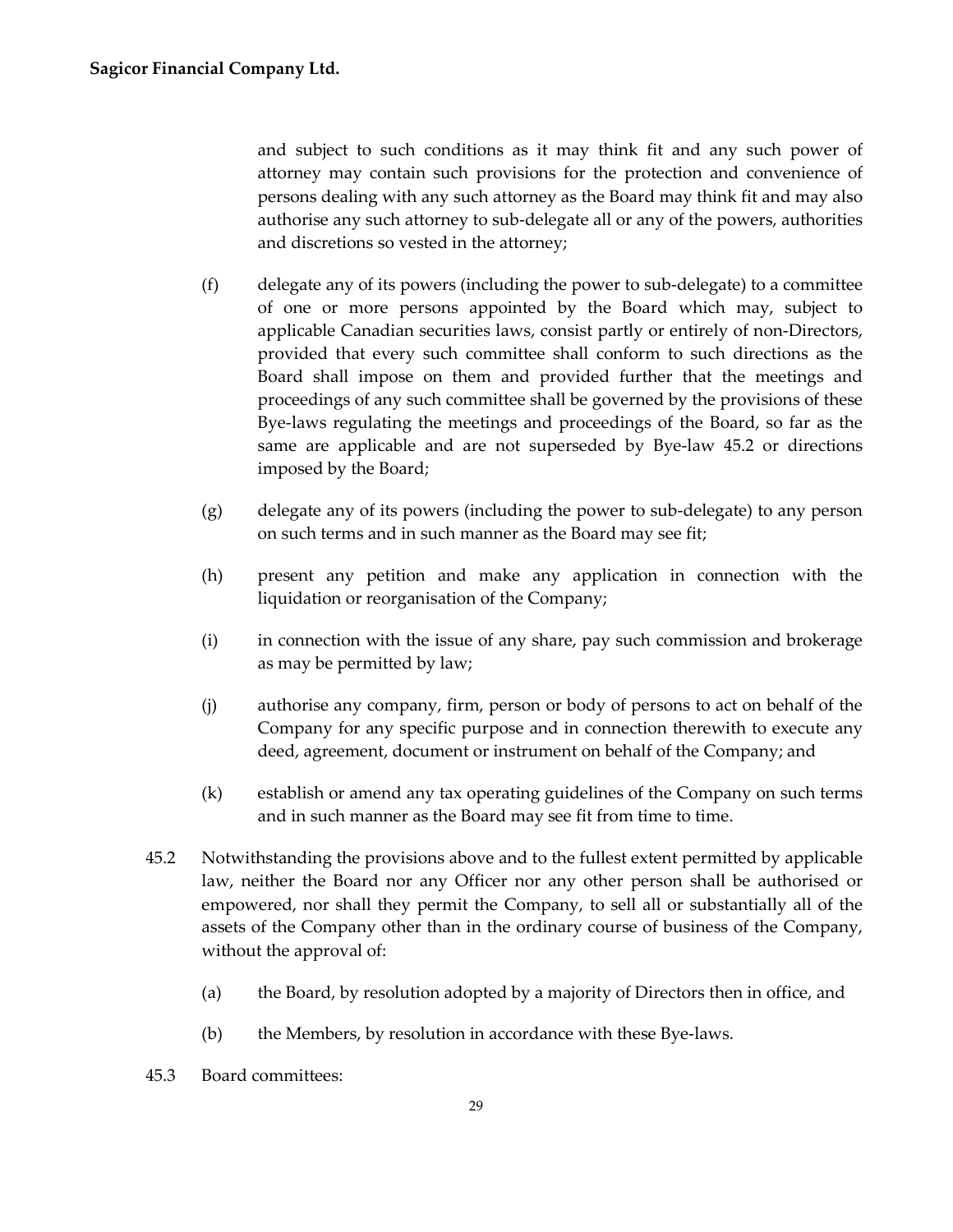and subject to such conditions as it may think fit and any such power of attorney may contain such provisions for the protection and convenience of persons dealing with any such attorney as the Board may think fit and may also authorise any such attorney to sub-delegate all or any of the powers, authorities and discretions so vested in the attorney;

(f) delegate any of its powers (including the power to sub-delegate) to a committee of one or more persons appointed by the Board which may, subject to applicable Canadian securities laws, consist partly or entirely of non-Directors, provided that every such committee shall conform to such directions as the Board shall impose on them and provided further that the meetings and proceedings of any such committee shall be governed by the provisions of these Bye-laws regulating the meetings and proceedings of the Board, so far as the same are applicable and are not superseded by Bye-law 45.2 or directions imposed by the Board;

(g) delegate any of its powers (including the power to sub-delegate) to any person on such terms and in such manner as the Board may see fit;

(h) present any petition and make any application in connection with the liquidation or reorganisation of the Company;

(i) in connection with the issue of any share, pay such commission and brokerage as may be permitted by law;

(j) authorise any company, firm, person or body of persons to act on behalf of the Company for any specific purpose and in connection therewith to execute any deed, agreement, document or instrument on behalf of the Company; and

(k) establish or amend any tax operating guidelines of the Company on such terms and in such manner as the Board may see fit from time to time.

45.2 Notwithstanding the provisions above and to the fullest extent permitted by applicable law, neither the Board nor any Officer nor any other person shall be authorised or empowered, nor shall they permit the Company, to sell all or substantially all of the assets of the Company other than in the ordinary course of business of the Company, without the approval of:

(a) the Board, by resolution adopted by a majority of Directors then in office, and

(b) the Members, by resolution in accordance with these Bye-laws.

45.3 Board committees: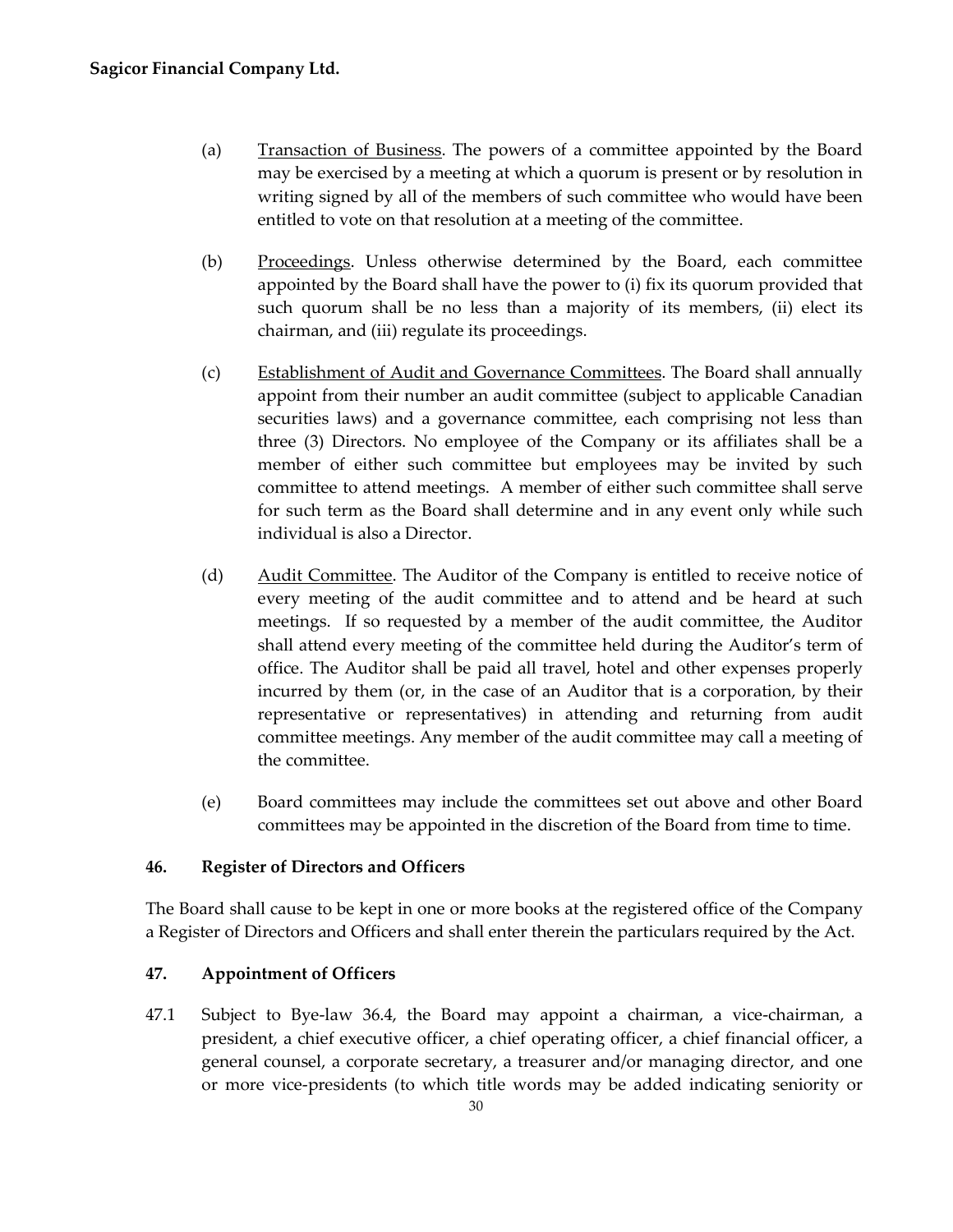(a) Transaction of Business. The powers of a committee appointed by the Board may be exercised by a meeting at which a quorum is present or by resolution in writing signed by all of the members of such committee who would have been entitled to vote on that resolution at a meeting of the committee.

(b) Proceedings. Unless otherwise determined by the Board, each committee appointed by the Board shall have the power to (i) fix its quorum provided that such quorum shall be no less than a majority of its members, (ii) elect its chairman, and (iii) regulate its proceedings.

(c) Establishment of Audit and Governance Committees. The Board shall annually appoint from their number an audit committee (subject to applicable Canadian securities laws) and a governance committee, each comprising not less than three (3) Directors. No employee of the Company or its affiliates shall be a member of either such committee but employees may be invited by such committee to attend meetings. A member of either such committee shall serve for such term as the Board shall determine and in any event only while such individual is also a Director.

(d) Audit Committee. The Auditor of the Company is entitled to receive notice of every meeting of the audit committee and to attend and be heard at such meetings. If so requested by a member of the audit committee, the Auditor shall attend every meeting of the committee held during the Auditor's term of office. The Auditor shall be paid all travel, hotel and other expenses properly incurred by them (or, in the case of an Auditor that is a corporation, by their representative or representatives) in attending and returning from audit committee meetings. Any member of the audit committee may call a meeting of the committee.

(e) Board committees may include the committees set out above and other Board committees may be appointed in the discretion of the Board from time to time.

### 46. Register of Directors and Officers

The Board shall cause to be kept in one or more books at the registered office of the Company a Register of Directors and Officers and shall enter therein the particulars required by the Act.

### 47. Appointment of Officers

47.1 Subject to Bye-law 36.4, the Board may appoint a chairman, a vice-chairman, a president, a chief executive officer, a chief operating officer, a chief financial officer, a general counsel, a corporate secretary, a treasurer and/or managing director, and one or more vice-presidents (to which title words may be added indicating seniority or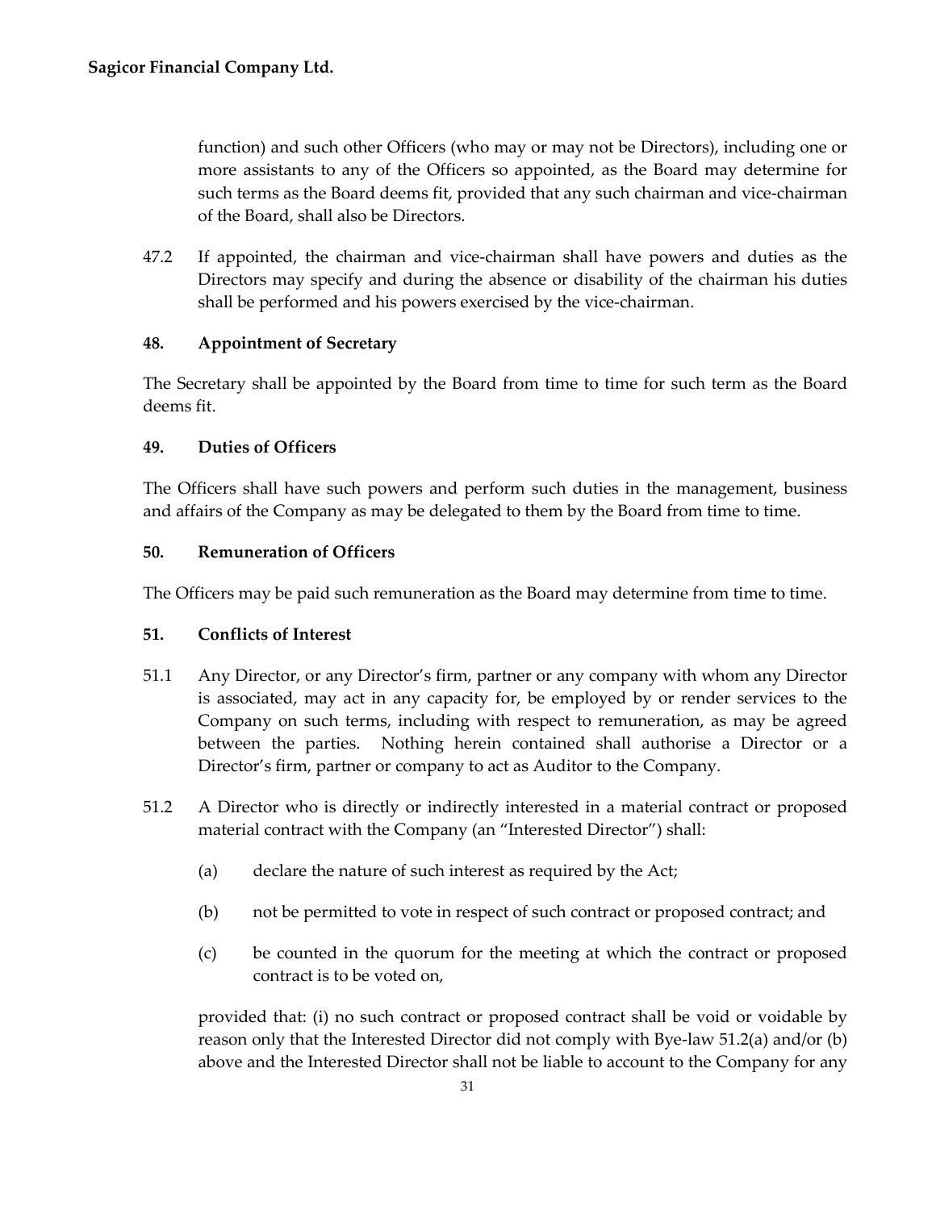function) and such other Officers (who may or may not be Directors), including one or more assistants to any of the Officers so appointed, as the Board may determine for such terms as the Board deems fit, provided that any such chairman and vice-chairman of the Board, shall also be Directors.

47.2 If appointed, the chairman and vice-chairman shall have powers and duties as the Directors may specify and during the absence or disability of the chairman his duties shall be performed and his powers exercised by the vice-chairman.

**48. Appointment of Secretary**

The Secretary shall be appointed by the Board from time to time for such term as the Board deems fit.

**49. Duties of Officers**

The Officers shall have such powers and perform such duties in the management, business and affairs of the Company as may be delegated to them by the Board from time to time.

**50. Remuneration of Officers**

The Officers may be paid such remuneration as the Board may determine from time to time.

**51. Conflicts of Interest**

51.1 Any Director, or any Director's firm, partner or any company with whom any Director is associated, may act in any capacity for, be employed by or render services to the Company on such terms, including with respect to remuneration, as may be agreed between the parties. Nothing herein contained shall authorise a Director or a Director's firm, partner or company to act as Auditor to the Company.

51.2 A Director who is directly or indirectly interested in a material contract or proposed material contract with the Company (an "Interested Director") shall:

(a) declare the nature of such interest as required by the Act;

(b) not be permitted to vote in respect of such contract or proposed contract; and

(c) be counted in the quorum for the meeting at which the contract or proposed contract is to be voted on,

provided that: (i) no such contract or proposed contract shall be void or voidable by reason only that the Interested Director did not comply with Bye-law 51.2(a) and/or (b) above and the Interested Director shall not be liable to account to the Company for any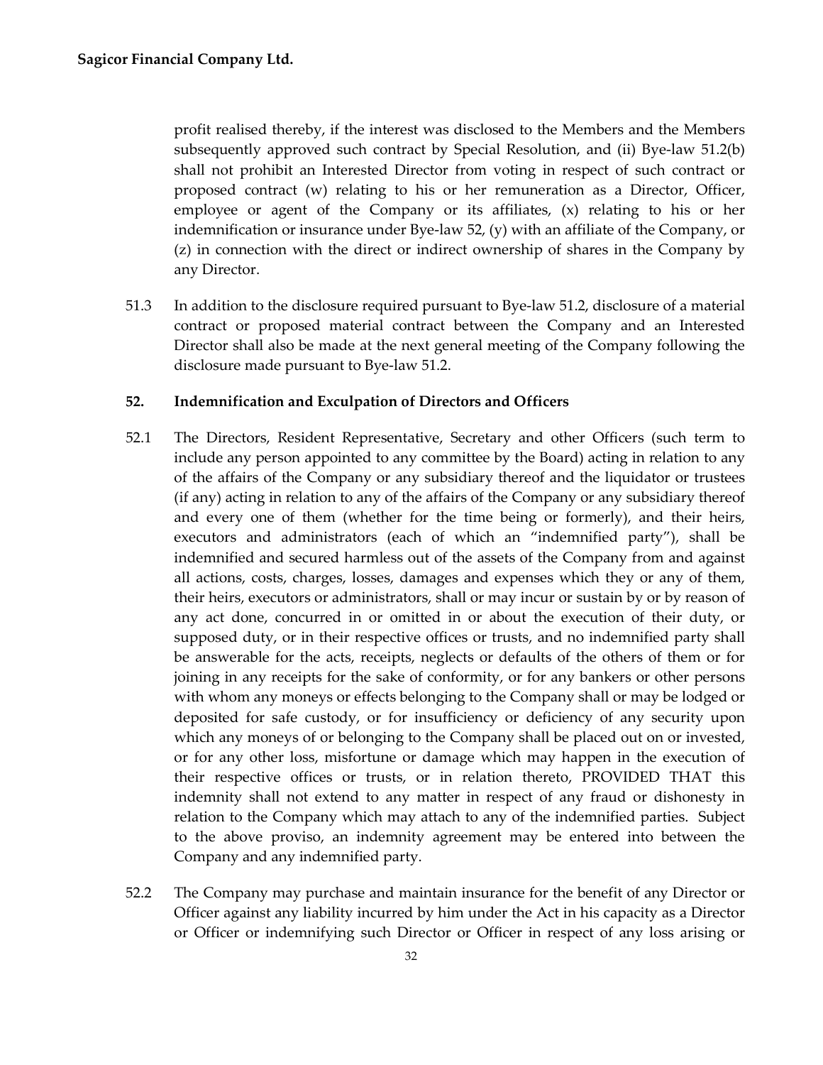profit realised thereby, if the interest was disclosed to the Members and the Members subsequently approved such contract by Special Resolution, and (ii) Bye-law 51.2(b) shall not prohibit an Interested Director from voting in respect of such contract or proposed contract (w) relating to his or her remuneration as a Director, Officer, employee or agent of the Company or its affiliates, (x) relating to his or her indemnification or insurance under Bye-law 52, (y) with an affiliate of the Company, or (z) in connection with the direct or indirect ownership of shares in the Company by any Director.

51.3 In addition to the disclosure required pursuant to Bye-law 51.2, disclosure of a material contract or proposed material contract between the Company and an Interested Director shall also be made at the next general meeting of the Company following the disclosure made pursuant to Bye-law 51.2.

**52. Indemnification and Exculpation of Directors and Officers**

52.1 The Directors, Resident Representative, Secretary and other Officers (such term to include any person appointed to any committee by the Board) acting in relation to any of the affairs of the Company or any subsidiary thereof and the liquidator or trustees (if any) acting in relation to any of the affairs of the Company or any subsidiary thereof and every one of them (whether for the time being or formerly), and their heirs, executors and administrators (each of which an "indemnified party"), shall be indemnified and secured harmless out of the assets of the Company from and against all actions, costs, charges, losses, damages and expenses which they or any of them, their heirs, executors or administrators, shall or may incur or sustain by or by reason of any act done, concurred in or omitted in or about the execution of their duty, or supposed duty, or in their respective offices or trusts, and no indemnified party shall be answerable for the acts, receipts, neglects or defaults of the others of them or for joining in any receipts for the sake of conformity, or for any bankers or other persons with whom any moneys or effects belonging to the Company shall or may be lodged or deposited for safe custody, or for insufficiency or deficiency of any security upon which any moneys of or belonging to the Company shall be placed out on or invested, or for any other loss, misfortune or damage which may happen in the execution of their respective offices or trusts, or in relation thereto, PROVIDED THAT this indemnity shall not extend to any matter in respect of any fraud or dishonesty in relation to the Company which may attach to any of the indemnified parties. Subject to the above proviso, an indemnity agreement may be entered into between the Company and any indemnified party.

52.2 The Company may purchase and maintain insurance for the benefit of any Director or Officer against any liability incurred by him under the Act in his capacity as a Director or Officer or indemnifying such Director or Officer in respect of any loss arising or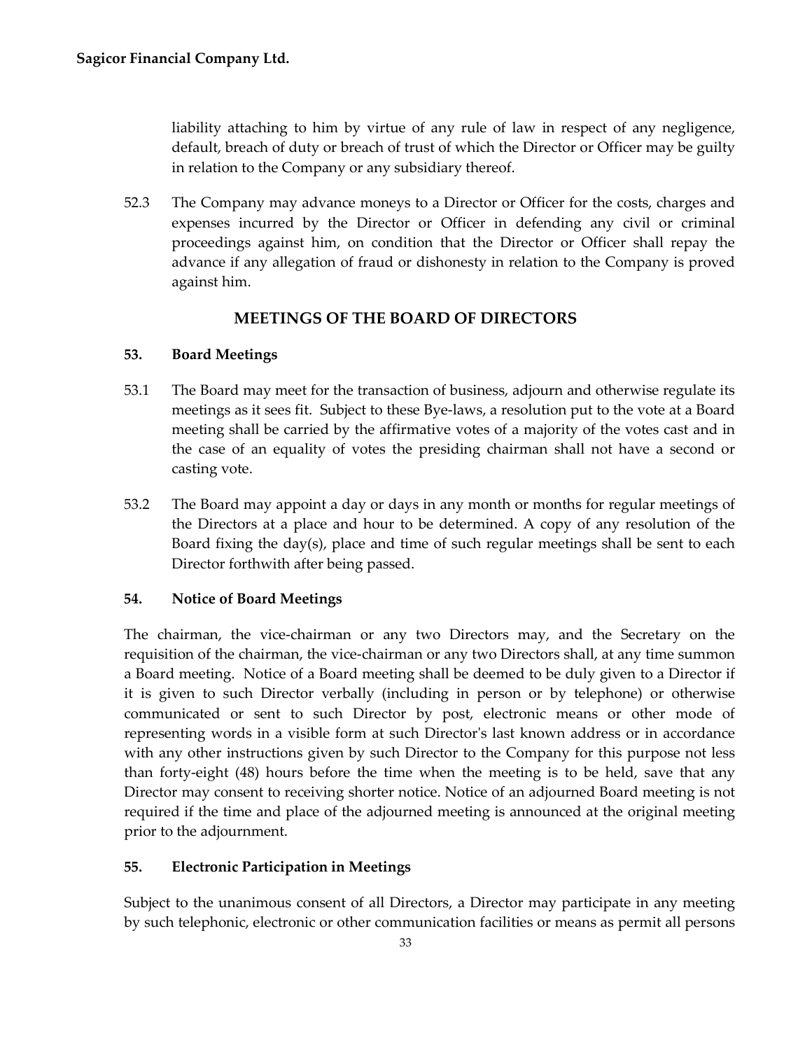liability attaching to him by virtue of any rule of law in respect of any negligence, default, breach of duty or breach of trust of which the Director or Officer may be guilty in relation to the Company or any subsidiary thereof.

52.3 The Company may advance moneys to a Director or Officer for the costs, charges and expenses incurred by the Director or Officer in defending any civil or criminal proceedings against him, on condition that the Director or Officer shall repay the advance if any allegation of fraud or dishonesty in relation to the Company is proved against him.

## MEETINGS OF THE BOARD OF DIRECTORS

### 53. Board Meetings

53.1 The Board may meet for the transaction of business, adjourn and otherwise regulate its meetings as it sees fit. Subject to these Bye-laws, a resolution put to the vote at a Board meeting shall be carried by the affirmative votes of a majority of the votes cast and in the case of an equality of votes the presiding chairman shall not have a second or casting vote.

53.2 The Board may appoint a day or days in any month or months for regular meetings of the Directors at a place and hour to be determined. A copy of any resolution of the Board fixing the day(s), place and time of such regular meetings shall be sent to each Director forthwith after being passed.

### 54. Notice of Board Meetings

The chairman, the vice-chairman or any two Directors may, and the Secretary on the requisition of the chairman, the vice-chairman or any two Directors shall, at any time summon a Board meeting. Notice of a Board meeting shall be deemed to be duly given to a Director if it is given to such Director verbally (including in person or by telephone) or otherwise communicated or sent to such Director by post, electronic means or other mode of representing words in a visible form at such Director's last known address or in accordance with any other instructions given by such Director to the Company for this purpose not less than forty-eight (48) hours before the time when the meeting is to be held, save that any Director may consent to receiving shorter notice. Notice of an adjourned Board meeting is not required if the time and place of the adjourned meeting is announced at the original meeting prior to the adjournment.

### 55. Electronic Participation in Meetings

Subject to the unanimous consent of all Directors, a Director may participate in any meeting by such telephonic, electronic or other communication facilities or means as permit all persons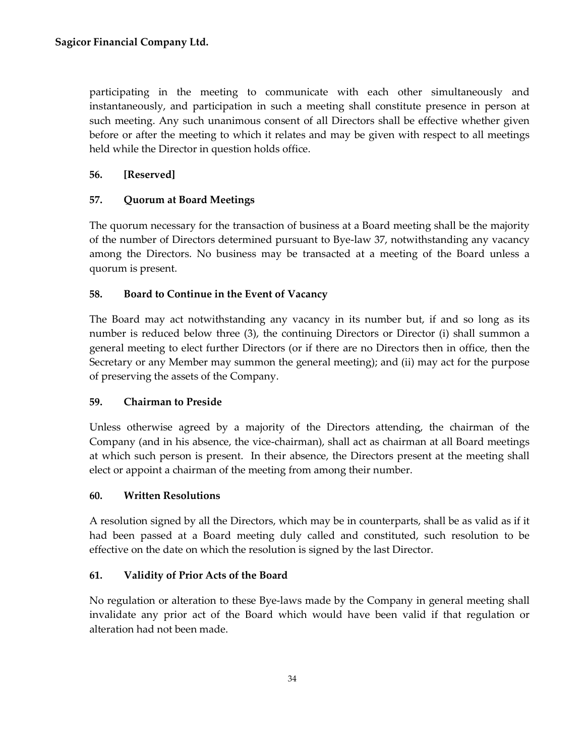participating in the meeting to communicate with each other simultaneously and instantaneously, and participation in such a meeting shall constitute presence in person at such meeting. Any such unanimous consent of all Directors shall be effective whether given before or after the meeting to which it relates and may be given with respect to all meetings held while the Director in question holds office.

### 56. [Reserved]

### 57. Quorum at Board Meetings

The quorum necessary for the transaction of business at a Board meeting shall be the majority of the number of Directors determined pursuant to Bye-law 37, notwithstanding any vacancy among the Directors. No business may be transacted at a meeting of the Board unless a quorum is present.

### 58. Board to Continue in the Event of Vacancy

The Board may act notwithstanding any vacancy in its number but, if and so long as its number is reduced below three (3), the continuing Directors or Director (i) shall summon a general meeting to elect further Directors (or if there are no Directors then in office, then the Secretary or any Member may summon the general meeting); and (ii) may act for the purpose of preserving the assets of the Company.

### 59. Chairman to Preside

Unless otherwise agreed by a majority of the Directors attending, the chairman of the Company (and in his absence, the vice-chairman), shall act as chairman at all Board meetings at which such person is present. In their absence, the Directors present at the meeting shall elect or appoint a chairman of the meeting from among their number.

### 60. Written Resolutions

A resolution signed by all the Directors, which may be in counterparts, shall be as valid as if it had been passed at a Board meeting duly called and constituted, such resolution to be effective on the date on which the resolution is signed by the last Director.

### 61. Validity of Prior Acts of the Board

No regulation or alteration to these Bye-laws made by the Company in general meeting shall invalidate any prior act of the Board which would have been valid if that regulation or alteration had not been made.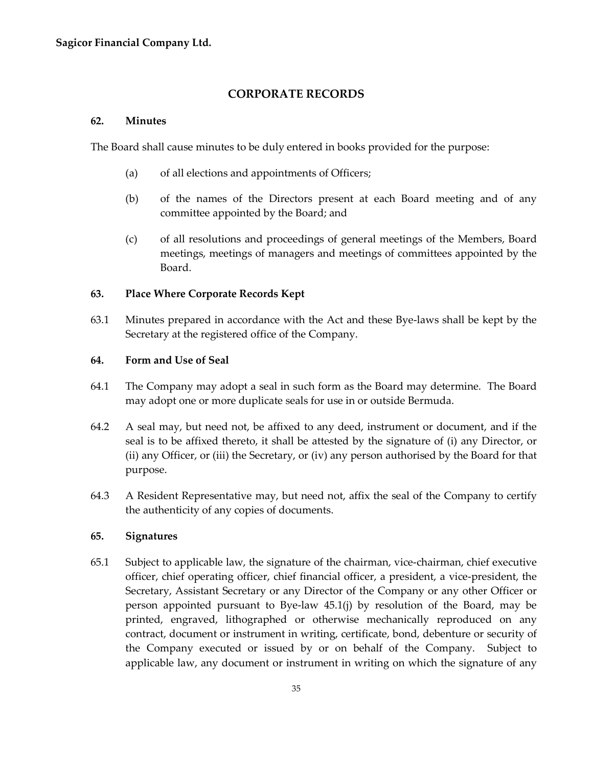## CORPORATE RECORDS

### 62. Minutes

The Board shall cause minutes to be duly entered in books provided for the purpose:

(a) of all elections and appointments of Officers;

(b) of the names of the Directors present at each Board meeting and of any committee appointed by the Board; and

(c) of all resolutions and proceedings of general meetings of the Members, Board meetings, meetings of managers and meetings of committees appointed by the Board.

### 63. Place Where Corporate Records Kept

63.1 Minutes prepared in accordance with the Act and these Bye-laws shall be kept by the Secretary at the registered office of the Company.

### 64. Form and Use of Seal

64.1 The Company may adopt a seal in such form as the Board may determine. The Board may adopt one or more duplicate seals for use in or outside Bermuda.

64.2 A seal may, but need not, be affixed to any deed, instrument or document, and if the seal is to be affixed thereto, it shall be attested by the signature of (i) any Director, or (ii) any Officer, or (iii) the Secretary, or (iv) any person authorised by the Board for that purpose.

64.3 A Resident Representative may, but need not, affix the seal of the Company to certify the authenticity of any copies of documents.

### 65. Signatures

65.1 Subject to applicable law, the signature of the chairman, vice-chairman, chief executive officer, chief operating officer, chief financial officer, a president, a vice-president, the Secretary, Assistant Secretary or any Director of the Company or any other Officer or person appointed pursuant to Bye-law 45.1(j) by resolution of the Board, may be printed, engraved, lithographed or otherwise mechanically reproduced on any contract, document or instrument in writing, certificate, bond, debenture or security of the Company executed or issued by or on behalf of the Company. Subject to applicable law, any document or instrument in writing on which the signature of any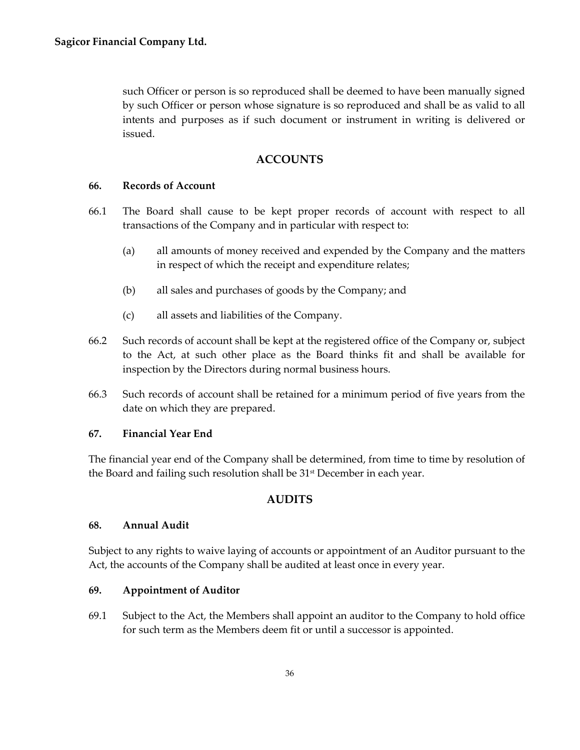such Officer or person is so reproduced shall be deemed to have been manually signed by such Officer or person whose signature is so reproduced and shall be as valid to all intents and purposes as if such document or instrument in writing is delivered or issued.

## ACCOUNTS

### 66. Records of Account

66.1 The Board shall cause to be kept proper records of account with respect to all transactions of the Company and in particular with respect to:

(a) all amounts of money received and expended by the Company and the matters in respect of which the receipt and expenditure relates;

(b) all sales and purchases of goods by the Company; and

(c) all assets and liabilities of the Company.

66.2 Such records of account shall be kept at the registered office of the Company or, subject to the Act, at such other place as the Board thinks fit and shall be available for inspection by the Directors during normal business hours.

66.3 Such records of account shall be retained for a minimum period of five years from the date on which they are prepared.

### 67. Financial Year End

The financial year end of the Company shall be determined, from time to time by resolution of the Board and failing such resolution shall be 31st December in each year.

## AUDITS

### 68. Annual Audit

Subject to any rights to waive laying of accounts or appointment of an Auditor pursuant to the Act, the accounts of the Company shall be audited at least once in every year.

### 69. Appointment of Auditor

69.1 Subject to the Act, the Members shall appoint an auditor to the Company to hold office for such term as the Members deem fit or until a successor is appointed.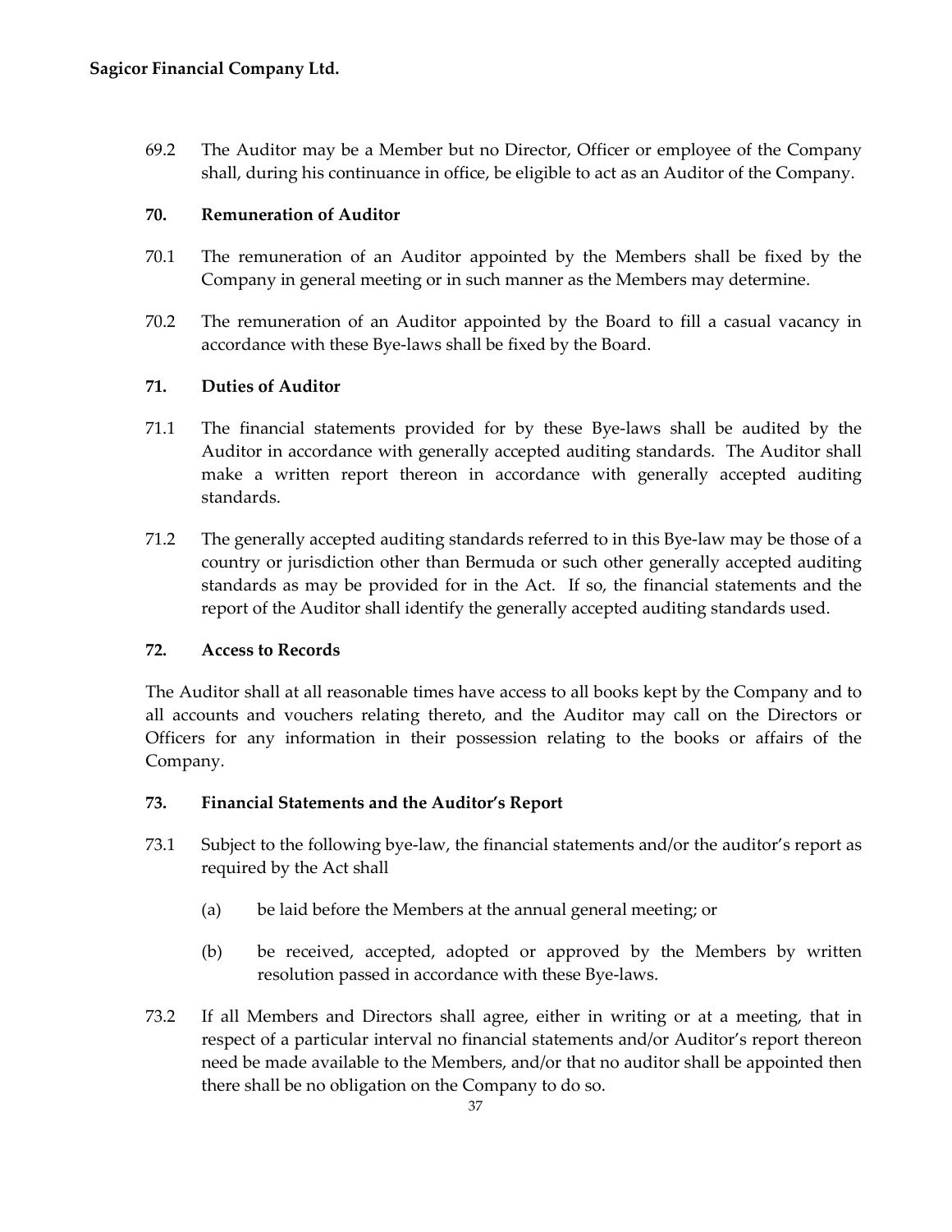69.2 The Auditor may be a Member but no Director, Officer or employee of the Company shall, during his continuance in office, be eligible to act as an Auditor of the Company.

### 70. Remuneration of Auditor

70.1 The remuneration of an Auditor appointed by the Members shall be fixed by the Company in general meeting or in such manner as the Members may determine.

70.2 The remuneration of an Auditor appointed by the Board to fill a casual vacancy in accordance with these Bye-laws shall be fixed by the Board.

### 71. Duties of Auditor

71.1 The financial statements provided for by these Bye-laws shall be audited by the Auditor in accordance with generally accepted auditing standards. The Auditor shall make a written report thereon in accordance with generally accepted auditing standards.

71.2 The generally accepted auditing standards referred to in this Bye-law may be those of a country or jurisdiction other than Bermuda or such other generally accepted auditing standards as may be provided for in the Act. If so, the financial statements and the report of the Auditor shall identify the generally accepted auditing standards used.

### 72. Access to Records

The Auditor shall at all reasonable times have access to all books kept by the Company and to all accounts and vouchers relating thereto, and the Auditor may call on the Directors or Officers for any information in their possession relating to the books or affairs of the Company.

### 73. Financial Statements and the Auditor's Report

73.1 Subject to the following bye-law, the financial statements and/or the auditor's report as required by the Act shall

(a) be laid before the Members at the annual general meeting; or

(b) be received, accepted, adopted or approved by the Members by written resolution passed in accordance with these Bye-laws.

73.2 If all Members and Directors shall agree, either in writing or at a meeting, that in respect of a particular interval no financial statements and/or Auditor's report thereon need be made available to the Members, and/or that no auditor shall be appointed then there shall be no obligation on the Company to do so.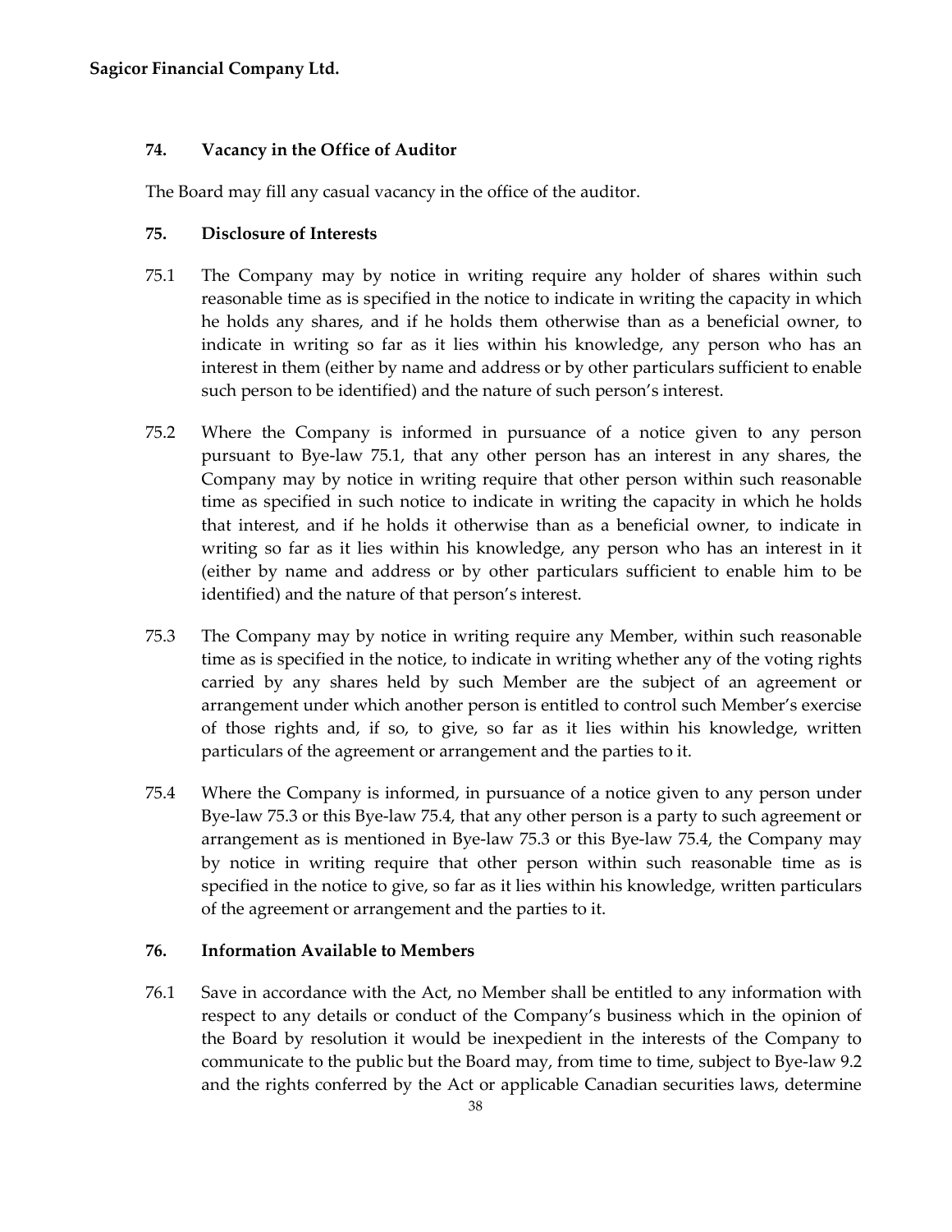### 74. Vacancy in the Office of Auditor

The Board may fill any casual vacancy in the office of the auditor.

### 75. Disclosure of Interests

75.1 The Company may by notice in writing require any holder of shares within such reasonable time as is specified in the notice to indicate in writing the capacity in which he holds any shares, and if he holds them otherwise than as a beneficial owner, to indicate in writing so far as it lies within his knowledge, any person who has an interest in them (either by name and address or by other particulars sufficient to enable such person to be identified) and the nature of such person's interest.

75.2 Where the Company is informed in pursuance of a notice given to any person pursuant to Bye-law 75.1, that any other person has an interest in any shares, the Company may by notice in writing require that other person within such reasonable time as specified in such notice to indicate in writing the capacity in which he holds that interest, and if he holds it otherwise than as a beneficial owner, to indicate in writing so far as it lies within his knowledge, any person who has an interest in it (either by name and address or by other particulars sufficient to enable him to be identified) and the nature of that person's interest.

75.3 The Company may by notice in writing require any Member, within such reasonable time as is specified in the notice, to indicate in writing whether any of the voting rights carried by any shares held by such Member are the subject of an agreement or arrangement under which another person is entitled to control such Member's exercise of those rights and, if so, to give, so far as it lies within his knowledge, written particulars of the agreement or arrangement and the parties to it.

75.4 Where the Company is informed, in pursuance of a notice given to any person under Bye-law 75.3 or this Bye-law 75.4, that any other person is a party to such agreement or arrangement as is mentioned in Bye-law 75.3 or this Bye-law 75.4, the Company may by notice in writing require that other person within such reasonable time as is specified in the notice to give, so far as it lies within his knowledge, written particulars of the agreement or arrangement and the parties to it.

### 76. Information Available to Members

76.1 Save in accordance with the Act, no Member shall be entitled to any information with respect to any details or conduct of the Company's business which in the opinion of the Board by resolution it would be inexpedient in the interests of the Company to communicate to the public but the Board may, from time to time, subject to Bye-law 9.2 and the rights conferred by the Act or applicable Canadian securities laws, determine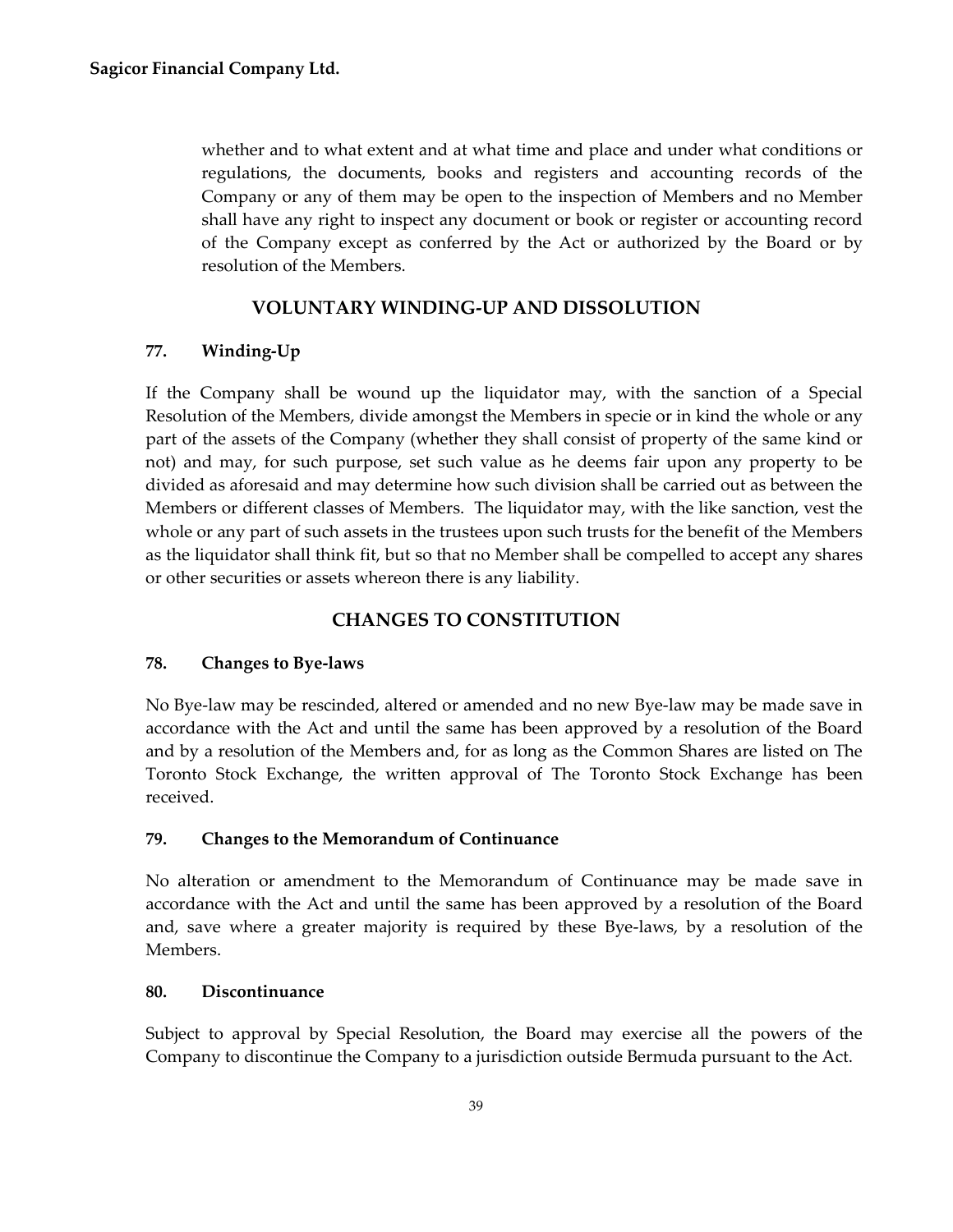whether and to what extent and at what time and place and under what conditions or regulations, the documents, books and registers and accounting records of the Company or any of them may be open to the inspection of Members and no Member shall have any right to inspect any document or book or register or accounting record of the Company except as conferred by the Act or authorized by the Board or by resolution of the Members.

## VOLUNTARY WINDING-UP AND DISSOLUTION

### 77. Winding-Up

If the Company shall be wound up the liquidator may, with the sanction of a Special Resolution of the Members, divide amongst the Members in specie or in kind the whole or any part of the assets of the Company (whether they shall consist of property of the same kind or not) and may, for such purpose, set such value as he deems fair upon any property to be divided as aforesaid and may determine how such division shall be carried out as between the Members or different classes of Members. The liquidator may, with the like sanction, vest the whole or any part of such assets in the trustees upon such trusts for the benefit of the Members as the liquidator shall think fit, but so that no Member shall be compelled to accept any shares or other securities or assets whereon there is any liability.

## CHANGES TO CONSTITUTION

### 78. Changes to Bye-laws

No Bye-law may be rescinded, altered or amended and no new Bye-law may be made save in accordance with the Act and until the same has been approved by a resolution of the Board and by a resolution of the Members and, for as long as the Common Shares are listed on The Toronto Stock Exchange, the written approval of The Toronto Stock Exchange has been received.

### 79. Changes to the Memorandum of Continuance

No alteration or amendment to the Memorandum of Continuance may be made save in accordance with the Act and until the same has been approved by a resolution of the Board and, save where a greater majority is required by these Bye-laws, by a resolution of the Members.

### 80. Discontinuance

Subject to approval by Special Resolution, the Board may exercise all the powers of the Company to discontinue the Company to a jurisdiction outside Bermuda pursuant to the Act.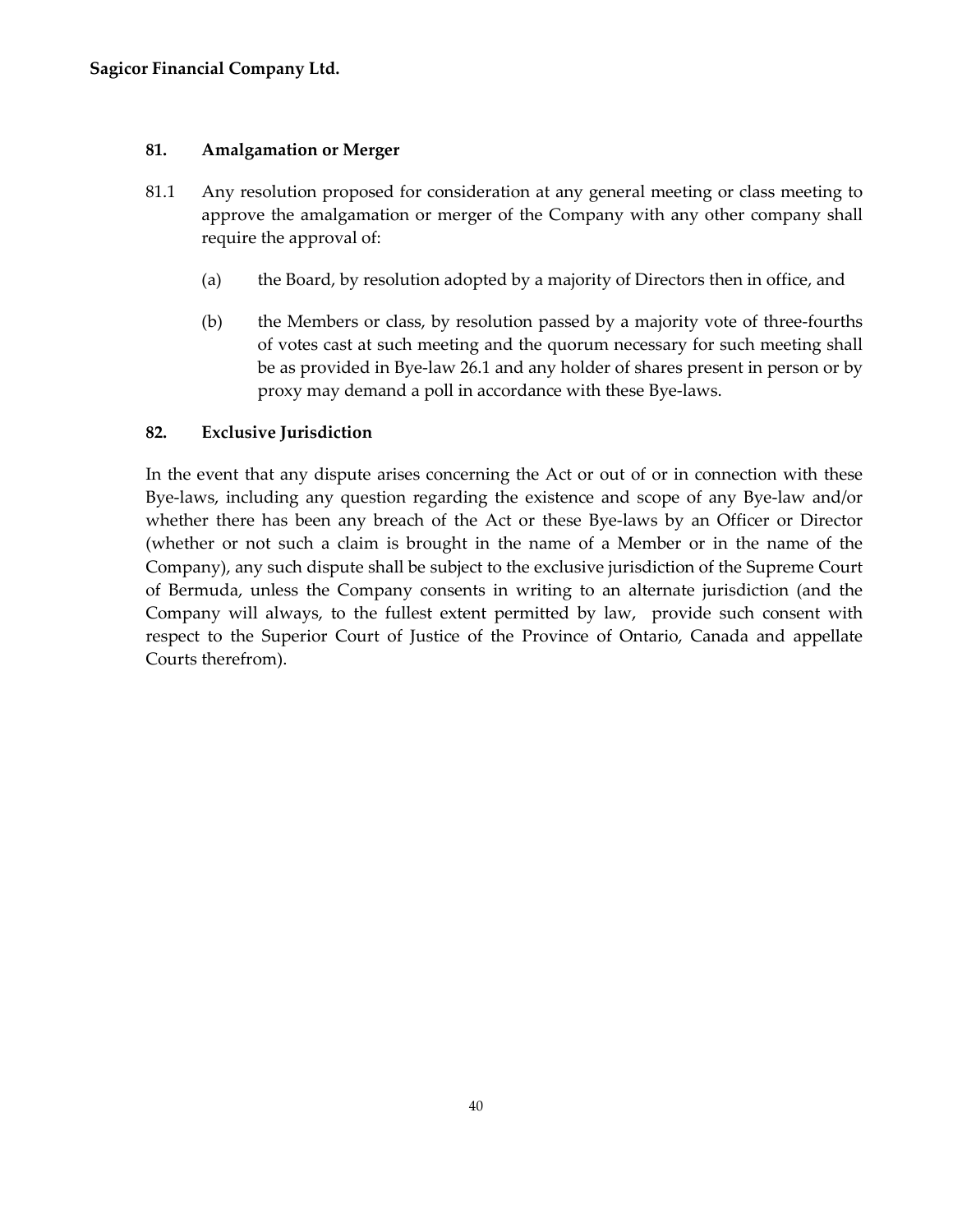### 81. Amalgamation or Merger

81.1 Any resolution proposed for consideration at any general meeting or class meeting to approve the amalgamation or merger of the Company with any other company shall require the approval of:

(a) the Board, by resolution adopted by a majority of Directors then in office, and

(b) the Members or class, by resolution passed by a majority vote of three-fourths of votes cast at such meeting and the quorum necessary for such meeting shall be as provided in Bye-law 26.1 and any holder of shares present in person or by proxy may demand a poll in accordance with these Bye-laws.

### 82. Exclusive Jurisdiction

In the event that any dispute arises concerning the Act or out of or in connection with these Bye-laws, including any question regarding the existence and scope of any Bye-law and/or whether there has been any breach of the Act or these Bye-laws by an Officer or Director (whether or not such a claim is brought in the name of a Member or in the name of the Company), any such dispute shall be subject to the exclusive jurisdiction of the Supreme Court of Bermuda, unless the Company consents in writing to an alternate jurisdiction (and the Company will always, to the fullest extent permitted by law, provide such consent with respect to the Superior Court of Justice of the Province of Ontario, Canada and appellate Courts therefrom).